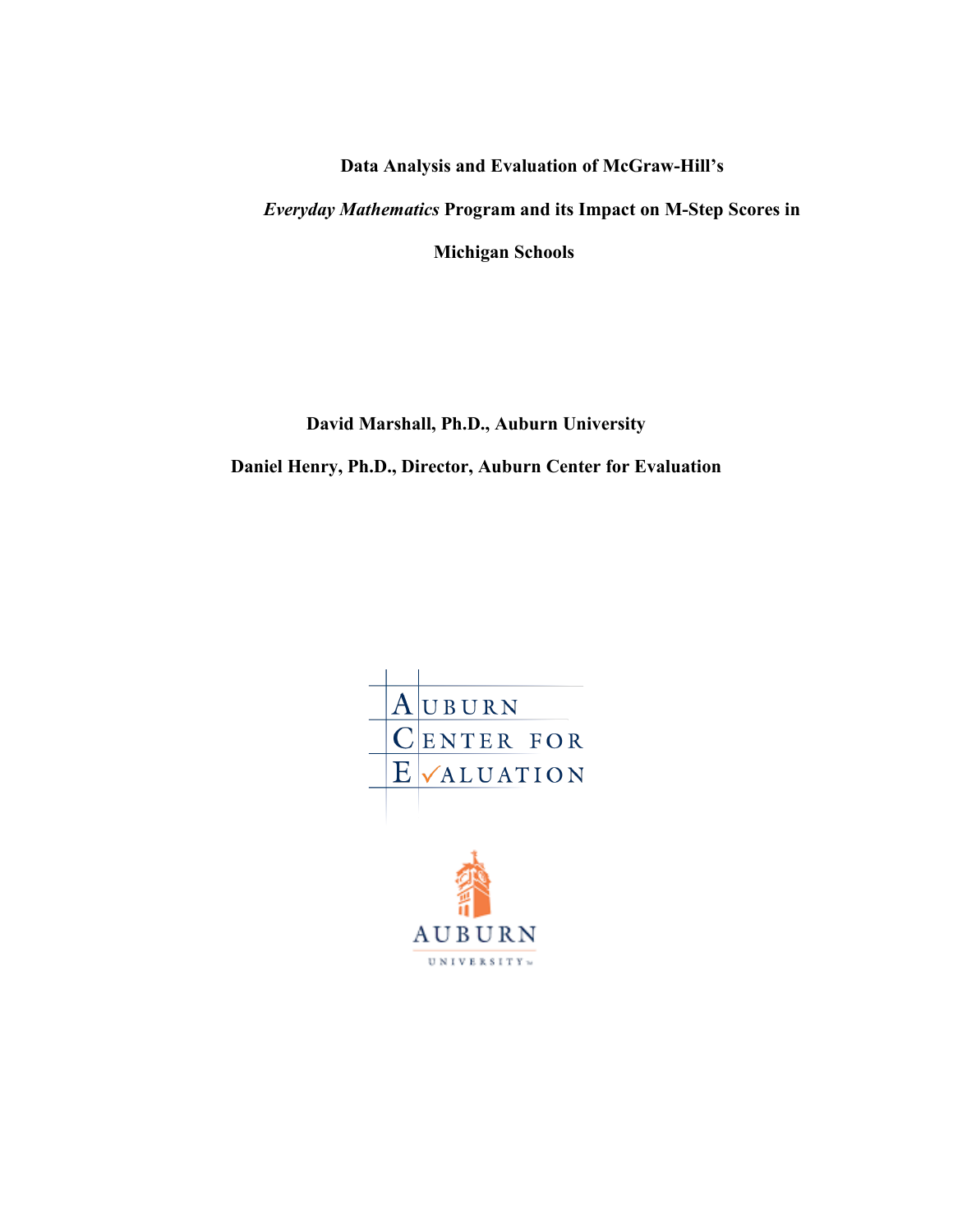# Data Analysis and Evaluation of McGraw-Hill's *Everyday Mathematics* Program and its Impact on M-Step Scores in Michigan Schools

**David Marshall, Ph.D., Auburn University**

**Daniel Henry, Ph.D., Director, Auburn Center for Evaluation**

AUBURN CENTER FOR EVALUATION

AUBURN UNIVERSITY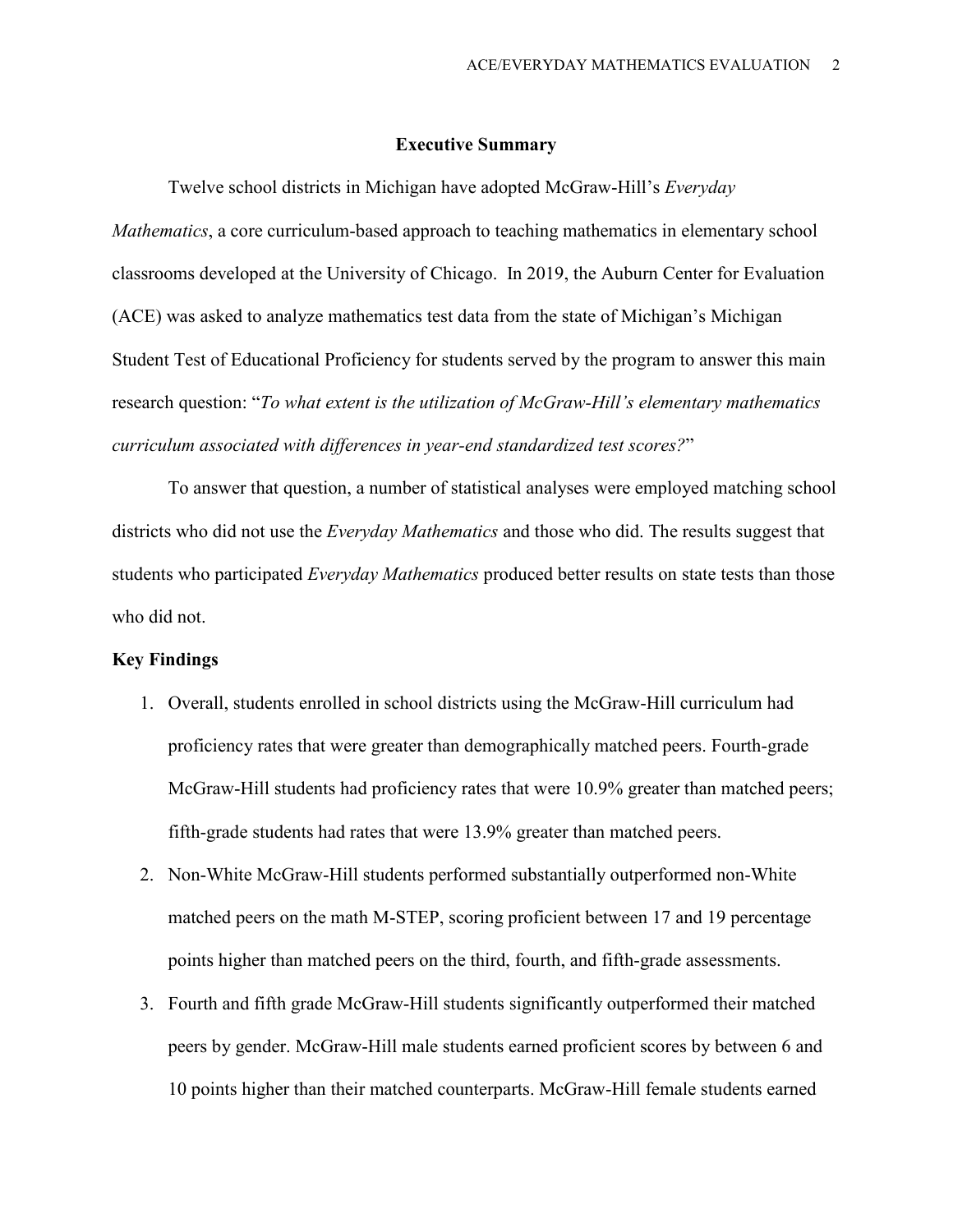## Executive Summary

Twelve school districts in Michigan have adopted McGraw-Hill's *Everyday Mathematics*, a core curriculum-based approach to teaching mathematics in elementary school classrooms developed at the University of Chicago. In 2019, the Auburn Center for Evaluation (ACE) was asked to analyze mathematics test data from the state of Michigan's Michigan Student Test of Educational Proficiency for students served by the program to answer this main research question: "*To what extent is the utilization of McGraw-Hill's elementary mathematics curriculum associated with differences in year-end standardized test scores?*"

To answer that question, a number of statistical analyses were employed matching school districts who did not use the *Everyday Mathematics* and those who did. The results suggest that students who participated *Everyday Mathematics* produced better results on state tests than those who did not.

**Key Findings**

1. Overall, students enrolled in school districts using the McGraw-Hill curriculum had proficiency rates that were greater than demographically matched peers. Fourth-grade McGraw-Hill students had proficiency rates that were 10.9% greater than matched peers; fifth-grade students had rates that were 13.9% greater than matched peers.
2. Non-White McGraw-Hill students performed substantially outperformed non-White matched peers on the math M-STEP, scoring proficient between 17 and 19 percentage points higher than matched peers on the third, fourth, and fifth-grade assessments.
3. Fourth and fifth grade McGraw-Hill students significantly outperformed their matched peers by gender. McGraw-Hill male students earned proficient scores by between 6 and 10 points higher than their matched counterparts. McGraw-Hill female students earned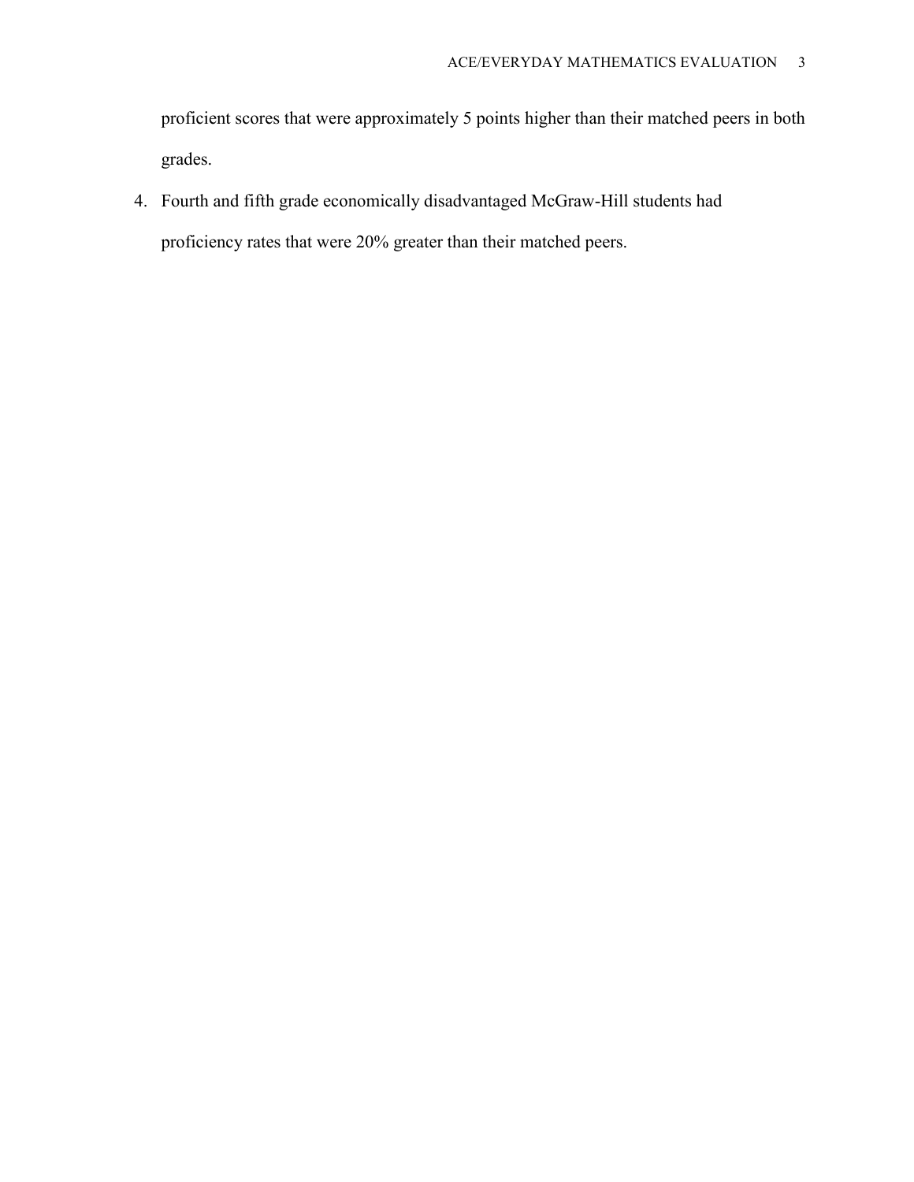proficient scores that were approximately 5 points higher than their matched peers in both grades.

4. Fourth and fifth grade economically disadvantaged McGraw-Hill students had proficiency rates that were 20% greater than their matched peers.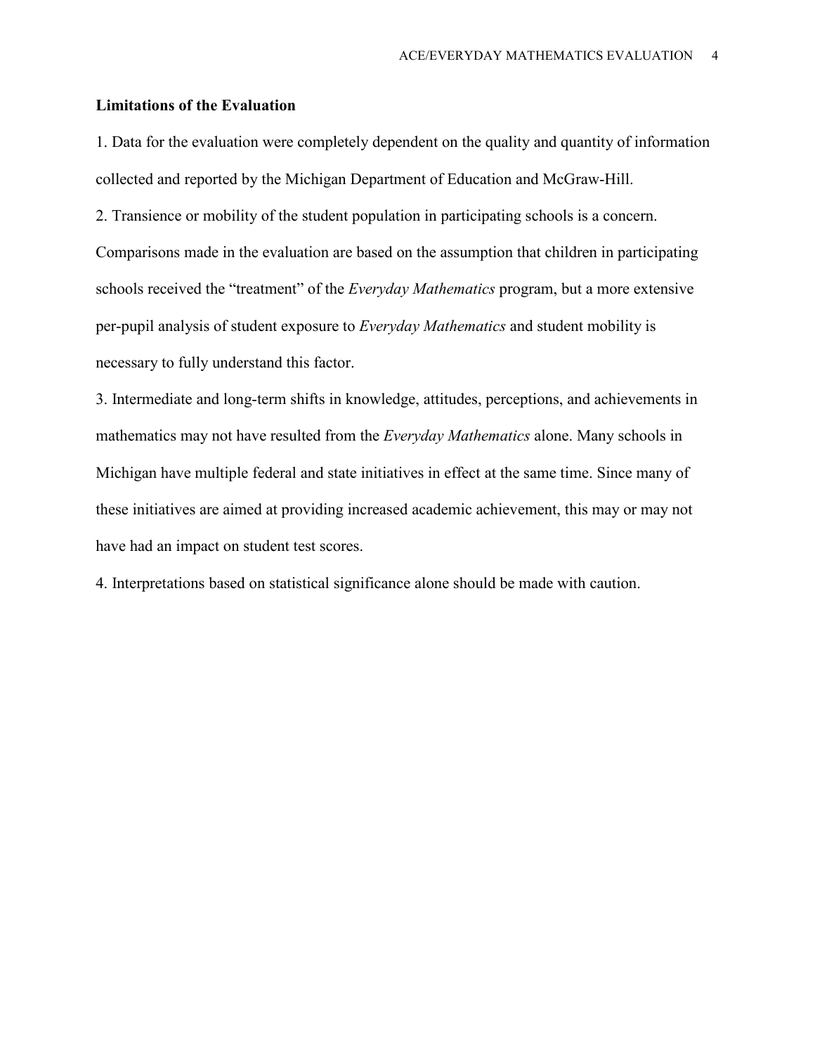**Limitations of the Evaluation**

1. Data for the evaluation were completely dependent on the quality and quantity of information collected and reported by the Michigan Department of Education and McGraw-Hill.

2. Transience or mobility of the student population in participating schools is a concern. Comparisons made in the evaluation are based on the assumption that children in participating schools received the "treatment" of the *Everyday Mathematics* program, but a more extensive per-pupil analysis of student exposure to *Everyday Mathematics* and student mobility is necessary to fully understand this factor.

3. Intermediate and long-term shifts in knowledge, attitudes, perceptions, and achievements in mathematics may not have resulted from the *Everyday Mathematics* alone. Many schools in Michigan have multiple federal and state initiatives in effect at the same time. Since many of these initiatives are aimed at providing increased academic achievement, this may or may not have had an impact on student test scores.

4. Interpretations based on statistical significance alone should be made with caution.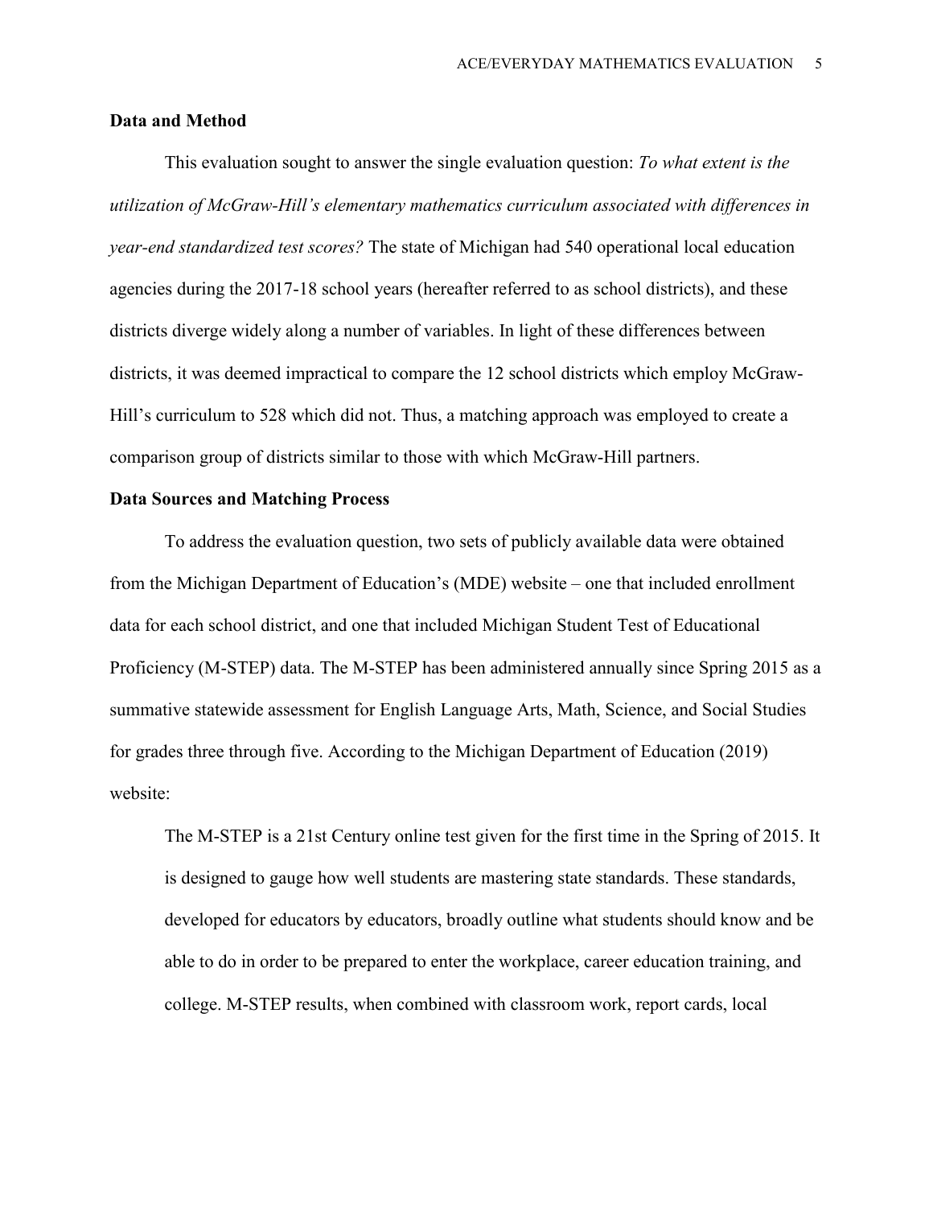## Data and Method

This evaluation sought to answer the single evaluation question: *To what extent is the utilization of McGraw-Hill's elementary mathematics curriculum associated with differences in year-end standardized test scores?* The state of Michigan had 540 operational local education agencies during the 2017-18 school years (hereafter referred to as school districts), and these districts diverge widely along a number of variables. In light of these differences between districts, it was deemed impractical to compare the 12 school districts which employ McGraw-Hill's curriculum to 528 which did not. Thus, a matching approach was employed to create a comparison group of districts similar to those with which McGraw-Hill partners.

### Data Sources and Matching Process

To address the evaluation question, two sets of publicly available data were obtained from the Michigan Department of Education's (MDE) website – one that included enrollment data for each school district, and one that included Michigan Student Test of Educational Proficiency (M-STEP) data. The M-STEP has been administered annually since Spring 2015 as a summative statewide assessment for English Language Arts, Math, Science, and Social Studies for grades three through five. According to the Michigan Department of Education (2019) website:

> The M-STEP is a 21st Century online test given for the first time in the Spring of 2015. It is designed to gauge how well students are mastering state standards. These standards, developed for educators by educators, broadly outline what students should know and be able to do in order to be prepared to enter the workplace, career education training, and college. M-STEP results, when combined with classroom work, report cards, local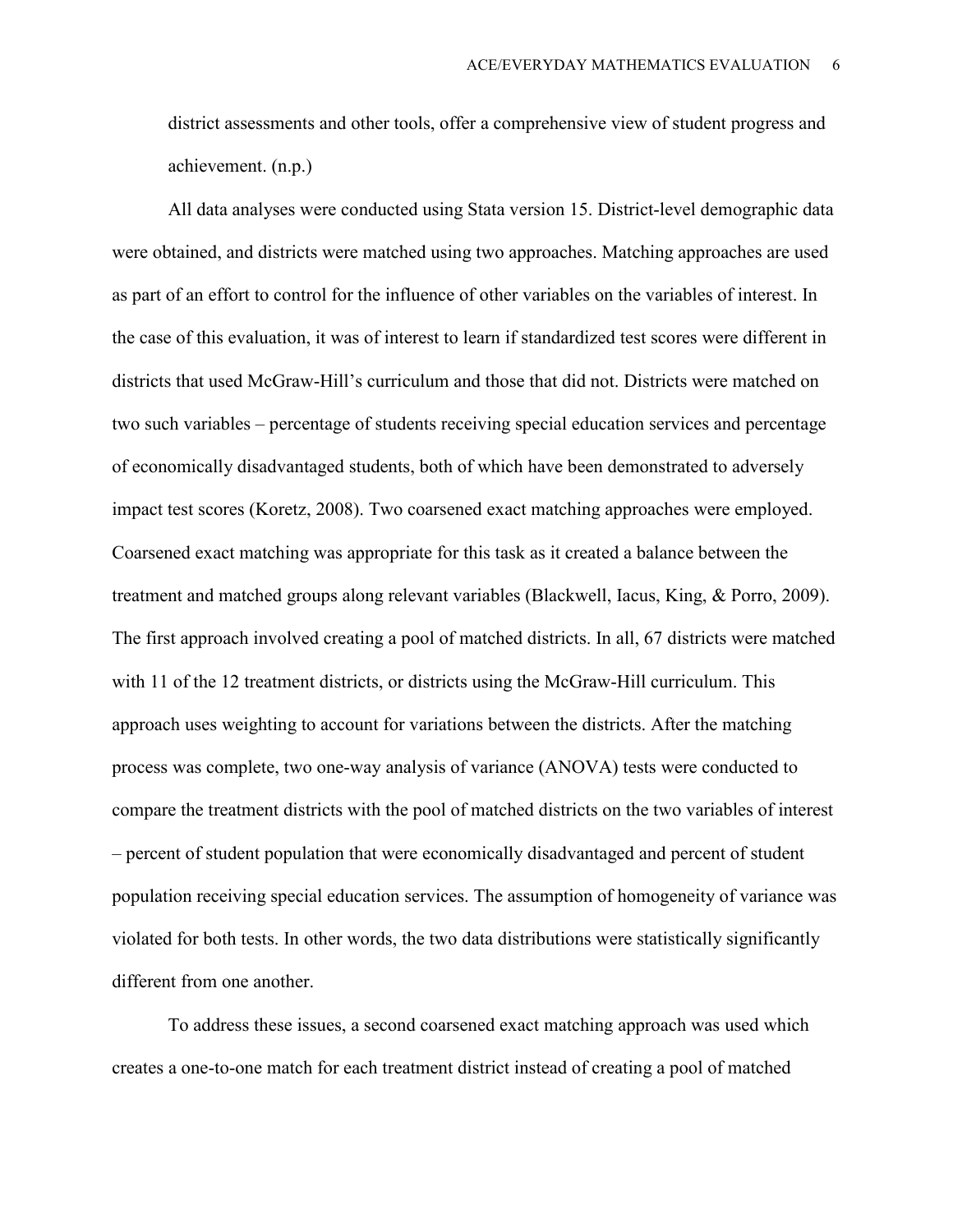district assessments and other tools, offer a comprehensive view of student progress and achievement. (n.p.)

All data analyses were conducted using Stata version 15. District-level demographic data were obtained, and districts were matched using two approaches. Matching approaches are used as part of an effort to control for the influence of other variables on the variables of interest. In the case of this evaluation, it was of interest to learn if standardized test scores were different in districts that used McGraw-Hill's curriculum and those that did not. Districts were matched on two such variables – percentage of students receiving special education services and percentage of economically disadvantaged students, both of which have been demonstrated to adversely impact test scores (Koretz, 2008). Two coarsened exact matching approaches were employed. Coarsened exact matching was appropriate for this task as it created a balance between the treatment and matched groups along relevant variables (Blackwell, Iacus, King, & Porro, 2009). The first approach involved creating a pool of matched districts. In all, 67 districts were matched with 11 of the 12 treatment districts, or districts using the McGraw-Hill curriculum. This approach uses weighting to account for variations between the districts. After the matching process was complete, two one-way analysis of variance (ANOVA) tests were conducted to compare the treatment districts with the pool of matched districts on the two variables of interest – percent of student population that were economically disadvantaged and percent of student population receiving special education services. The assumption of homogeneity of variance was violated for both tests. In other words, the two data distributions were statistically significantly different from one another.

To address these issues, a second coarsened exact matching approach was used which creates a one-to-one match for each treatment district instead of creating a pool of matched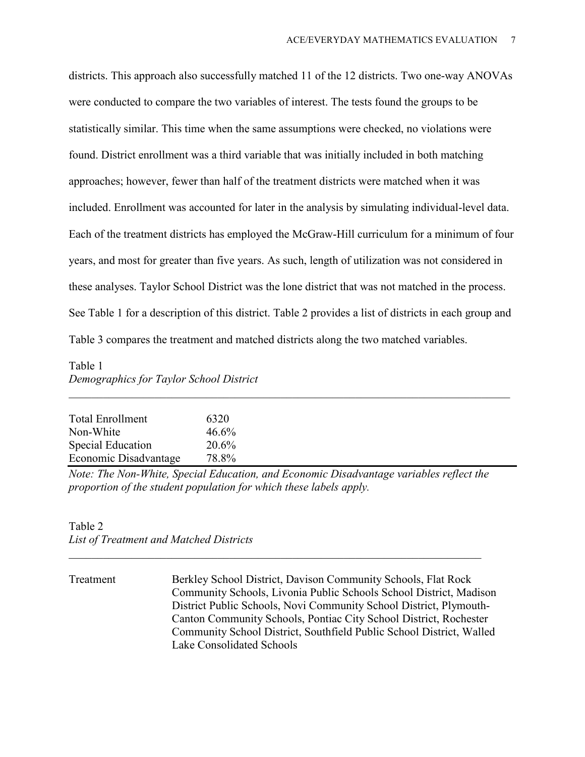districts. This approach also successfully matched 11 of the 12 districts. Two one-way ANOVAs were conducted to compare the two variables of interest. The tests found the groups to be statistically similar. This time when the same assumptions were checked, no violations were found. District enrollment was a third variable that was initially included in both matching approaches; however, fewer than half of the treatment districts were matched when it was included. Enrollment was accounted for later in the analysis by simulating individual-level data. Each of the treatment districts has employed the McGraw-Hill curriculum for a minimum of four years, and most for greater than five years. As such, length of utilization was not considered in these analyses. Taylor School District was the lone district that was not matched in the process. See Table 1 for a description of this district. Table 2 provides a list of districts in each group and Table 3 compares the treatment and matched districts along the two matched variables.

Table 1
*Demographics for Taylor School District*

| | |
|---|---|
| Total Enrollment | 6320 |
| Non-White | 46.6% |
| Special Education | 20.6% |
| Economic Disadvantage | 78.8% |

*Note: The Non-White, Special Education, and Economic Disadvantage variables reflect the proportion of the student population for which these labels apply.*

Table 2
*List of Treatment and Matched Districts*

| | |
|---|---|
| Treatment | Berkley School District, Davison Community Schools, Flat Rock Community Schools, Livonia Public Schools School District, Madison District Public Schools, Novi Community School District, Plymouth-Canton Community Schools, Pontiac City School District, Rochester Community School District, Southfield Public School District, Walled Lake Consolidated Schools |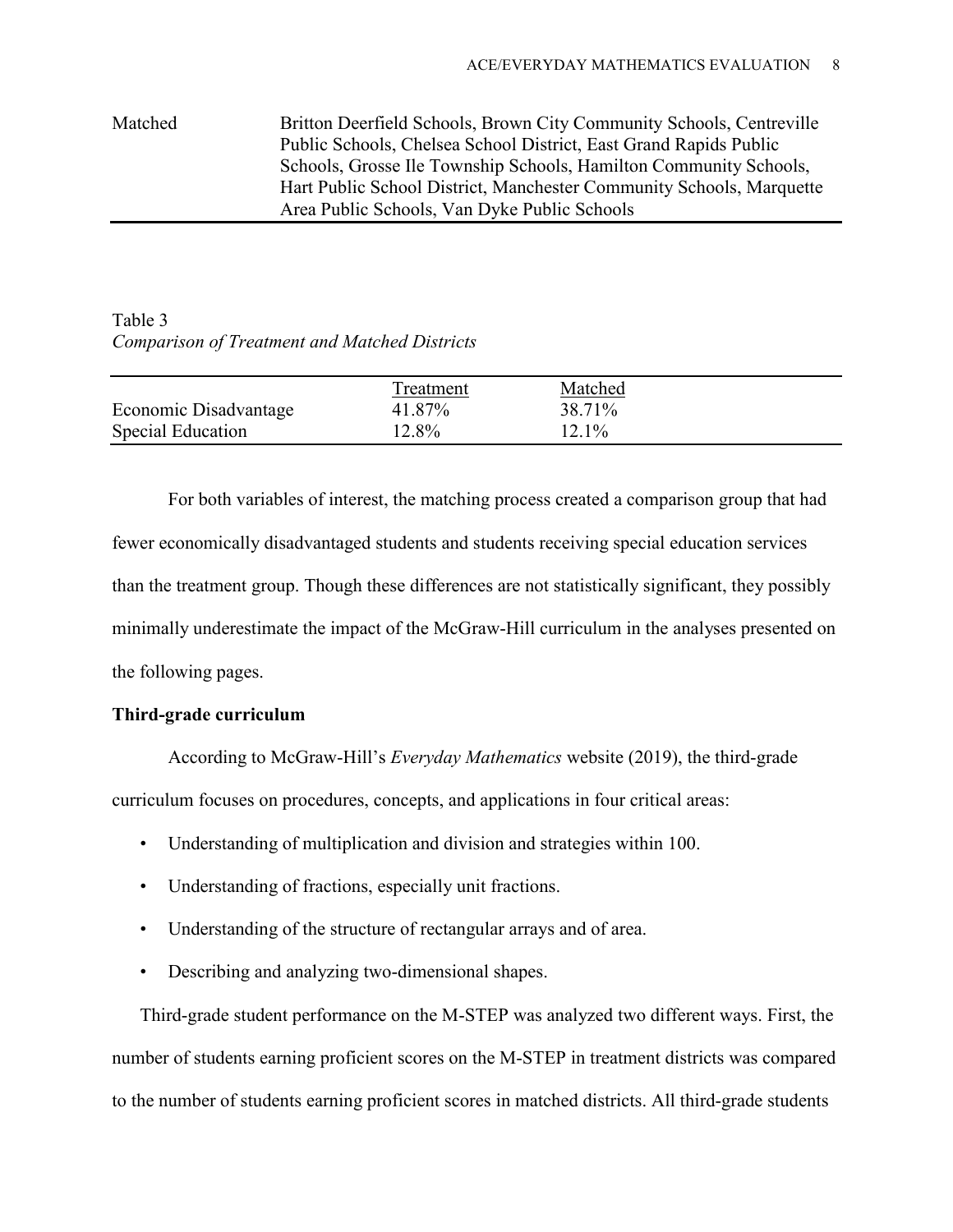| | |
|---|---|
| Matched | Britton Deerfield Schools, Brown City Community Schools, Centreville Public Schools, Chelsea School District, East Grand Rapids Public Schools, Grosse Ile Township Schools, Hamilton Community Schools, Hart Public School District, Manchester Community Schools, Marquette Area Public Schools, Van Dyke Public Schools |

Table 3
*Comparison of Treatment and Matched Districts*

| | Treatment | Matched |
|---|---|---|
| Economic Disadvantage | 41.87% | 38.71% |
| Special Education | 12.8% | 12.1% |

For both variables of interest, the matching process created a comparison group that had fewer economically disadvantaged students and students receiving special education services than the treatment group. Though these differences are not statistically significant, they possibly minimally underestimate the impact of the McGraw-Hill curriculum in the analyses presented on the following pages.

**Third-grade curriculum**

According to McGraw-Hill's *Everyday Mathematics* website (2019), the third-grade curriculum focuses on procedures, concepts, and applications in four critical areas:

- Understanding of multiplication and division and strategies within 100.
- Understanding of fractions, especially unit fractions.
- Understanding of the structure of rectangular arrays and of area.
- Describing and analyzing two-dimensional shapes.

Third-grade student performance on the M-STEP was analyzed two different ways. First, the number of students earning proficient scores on the M-STEP in treatment districts was compared to the number of students earning proficient scores in matched districts. All third-grade students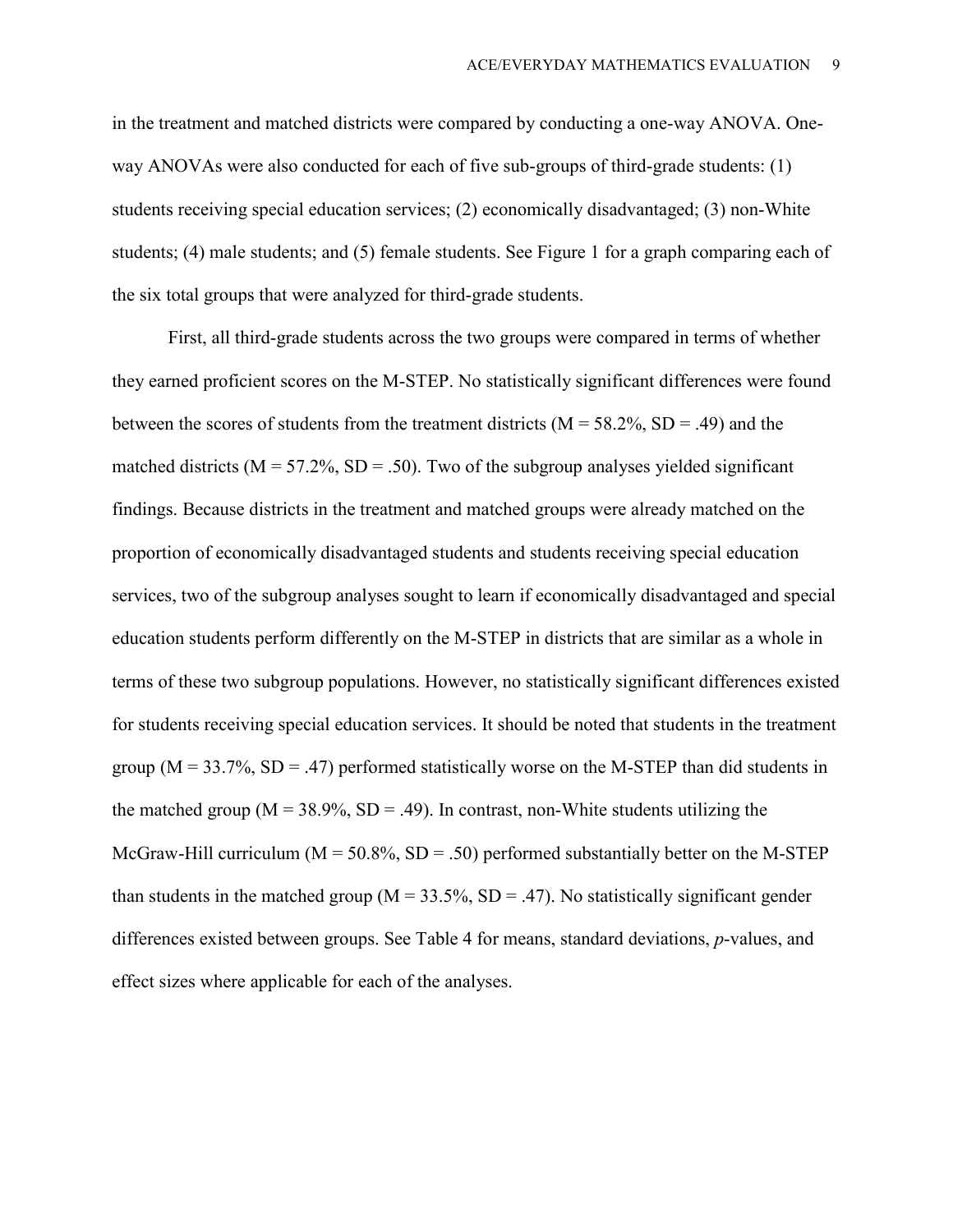in the treatment and matched districts were compared by conducting a one-way ANOVA. One-way ANOVAs were also conducted for each of five sub-groups of third-grade students: (1) students receiving special education services; (2) economically disadvantaged; (3) non-White students; (4) male students; and (5) female students. See Figure 1 for a graph comparing each of the six total groups that were analyzed for third-grade students.

First, all third-grade students across the two groups were compared in terms of whether they earned proficient scores on the M-STEP. No statistically significant differences were found between the scores of students from the treatment districts (M = 58.2%, SD = .49) and the matched districts (M = 57.2%, SD = .50). Two of the subgroup analyses yielded significant findings. Because districts in the treatment and matched groups were already matched on the proportion of economically disadvantaged students and students receiving special education services, two of the subgroup analyses sought to learn if economically disadvantaged and special education students perform differently on the M-STEP in districts that are similar as a whole in terms of these two subgroup populations. However, no statistically significant differences existed for students receiving special education services. It should be noted that students in the treatment group (M = 33.7%, SD = .47) performed statistically worse on the M-STEP than did students in the matched group (M = 38.9%, SD = .49). In contrast, non-White students utilizing the McGraw-Hill curriculum (M = 50.8%, SD = .50) performed substantially better on the M-STEP than students in the matched group (M = 33.5%, SD = .47). No statistically significant gender differences existed between groups. See Table 4 for means, standard deviations, *p*-values, and effect sizes where applicable for each of the analyses.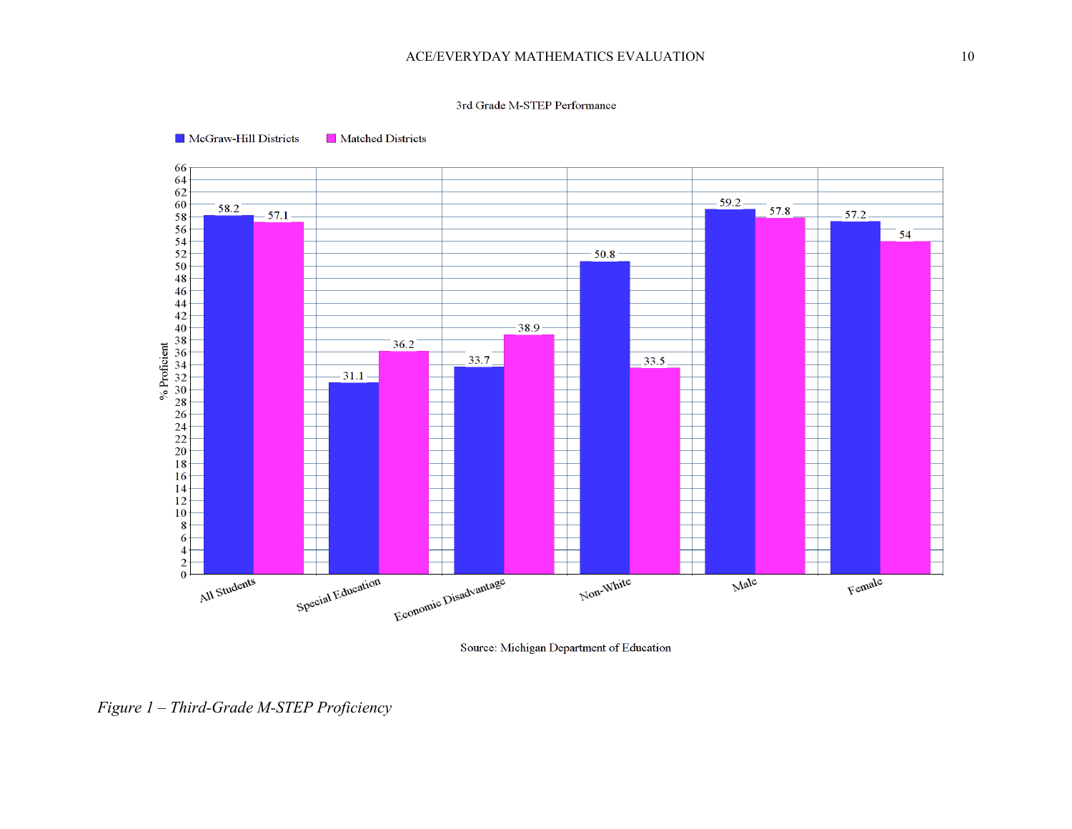3rd Grade M-STEP Performance

| | McGraw-Hill Districts | Matched Districts |
|---|---|---|
| All Students | 58.2 | 57.1 |
| Special Education | 31.1 | 36.2 |
| Economic Disadvantage | 33.7 | 38.9 |
| Non-White | 50.8 | 33.5 |
| Male | 59.2 | 57.8 |
| Female | 57.2 | 54 |

% Proficient

Source: Michigan Department of Education

*Figure 1 – Third-Grade M-STEP Proficiency*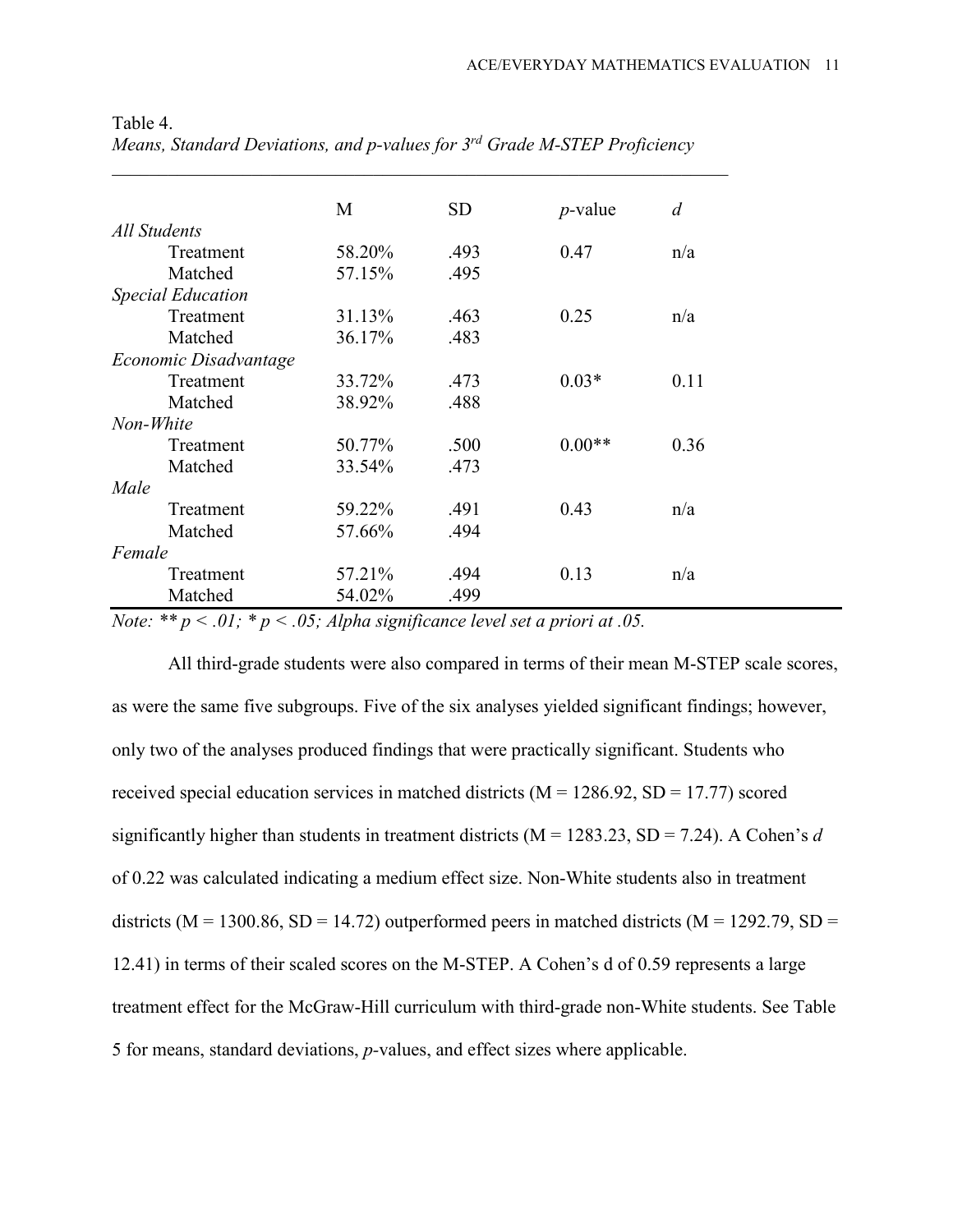Table 4.
*Means, Standard Deviations, and p-values for 3rd Grade M-STEP Proficiency*

| | M | SD | *p*-value | *d* |
|---|---|---|---|---|
| *All Students* | | | | |
| Treatment | 58.20% | .493 | 0.47 | n/a |
| Matched | 57.15% | .495 | | |
| *Special Education* | | | | |
| Treatment | 31.13% | .463 | 0.25 | n/a |
| Matched | 36.17% | .483 | | |
| *Economic Disadvantage* | | | | |
| Treatment | 33.72% | .473 | 0.03* | 0.11 |
| Matched | 38.92% | .488 | | |
| *Non-White* | | | | |
| Treatment | 50.77% | .500 | 0.00** | 0.36 |
| Matched | 33.54% | .473 | | |
| *Male* | | | | |
| Treatment | 59.22% | .491 | 0.43 | n/a |
| Matched | 57.66% | .494 | | |
| *Female* | | | | |
| Treatment | 57.21% | .494 | 0.13 | n/a |
| Matched | 54.02% | .499 | | |

*Note: ** $p < .01$; * $p < .05$; Alpha significance level set a priori at .05.*

All third-grade students were also compared in terms of their mean M-STEP scale scores, as were the same five subgroups. Five of the six analyses yielded significant findings; however, only two of the analyses produced findings that were practically significant. Students who received special education services in matched districts (M = 1286.92, SD = 17.77) scored significantly higher than students in treatment districts (M = 1283.23, SD = 7.24). A Cohen's *d* of 0.22 was calculated indicating a medium effect size. Non-White students also in treatment districts (M = 1300.86, SD = 14.72) outperformed peers in matched districts (M = 1292.79, SD = 12.41) in terms of their scaled scores on the M-STEP. A Cohen's d of 0.59 represents a large treatment effect for the McGraw-Hill curriculum with third-grade non-White students. See Table 5 for means, standard deviations, *p*-values, and effect sizes where applicable.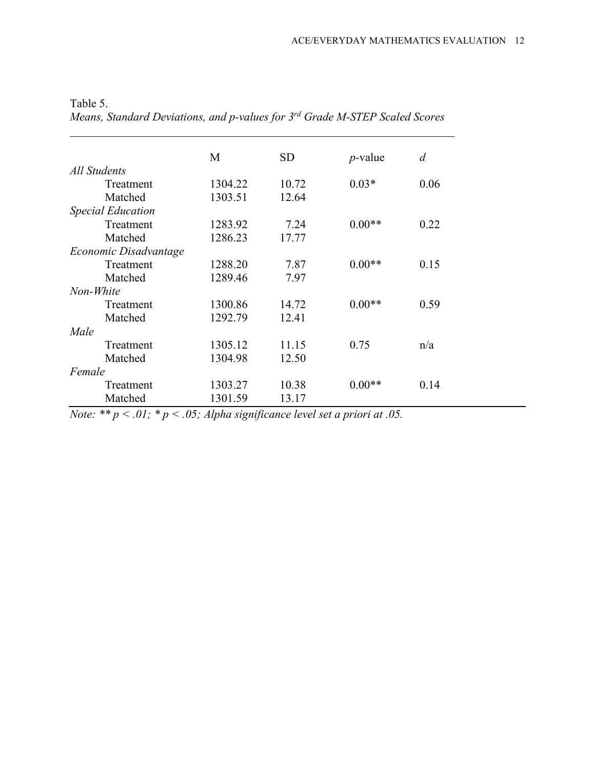Table 5.
*Means, Standard Deviations, and p-values for 3rd Grade M-STEP Scaled Scores*

| | M | SD | *p*-value | *d* |
|---|---|---|---|---|
| *All Students* | | | | |
| Treatment | 1304.22 | 10.72 | 0.03* | 0.06 |
| Matched | 1303.51 | 12.64 | | |
| *Special Education* | | | | |
| Treatment | 1283.92 | 7.24 | 0.00** | 0.22 |
| Matched | 1286.23 | 17.77 | | |
| *Economic Disadvantage* | | | | |
| Treatment | 1288.20 | 7.87 | 0.00** | 0.15 |
| Matched | 1289.46 | 7.97 | | |
| *Non-White* | | | | |
| Treatment | 1300.86 | 14.72 | 0.00** | 0.59 |
| Matched | 1292.79 | 12.41 | | |
| *Male* | | | | |
| Treatment | 1305.12 | 11.15 | 0.75 | n/a |
| Matched | 1304.98 | 12.50 | | |
| *Female* | | | | |
| Treatment | 1303.27 | 10.38 | 0.00** | 0.14 |
| Matched | 1301.59 | 13.17 | | |

*Note: ** $p < .01$; * $p < .05$; Alpha significance level set a priori at .05.*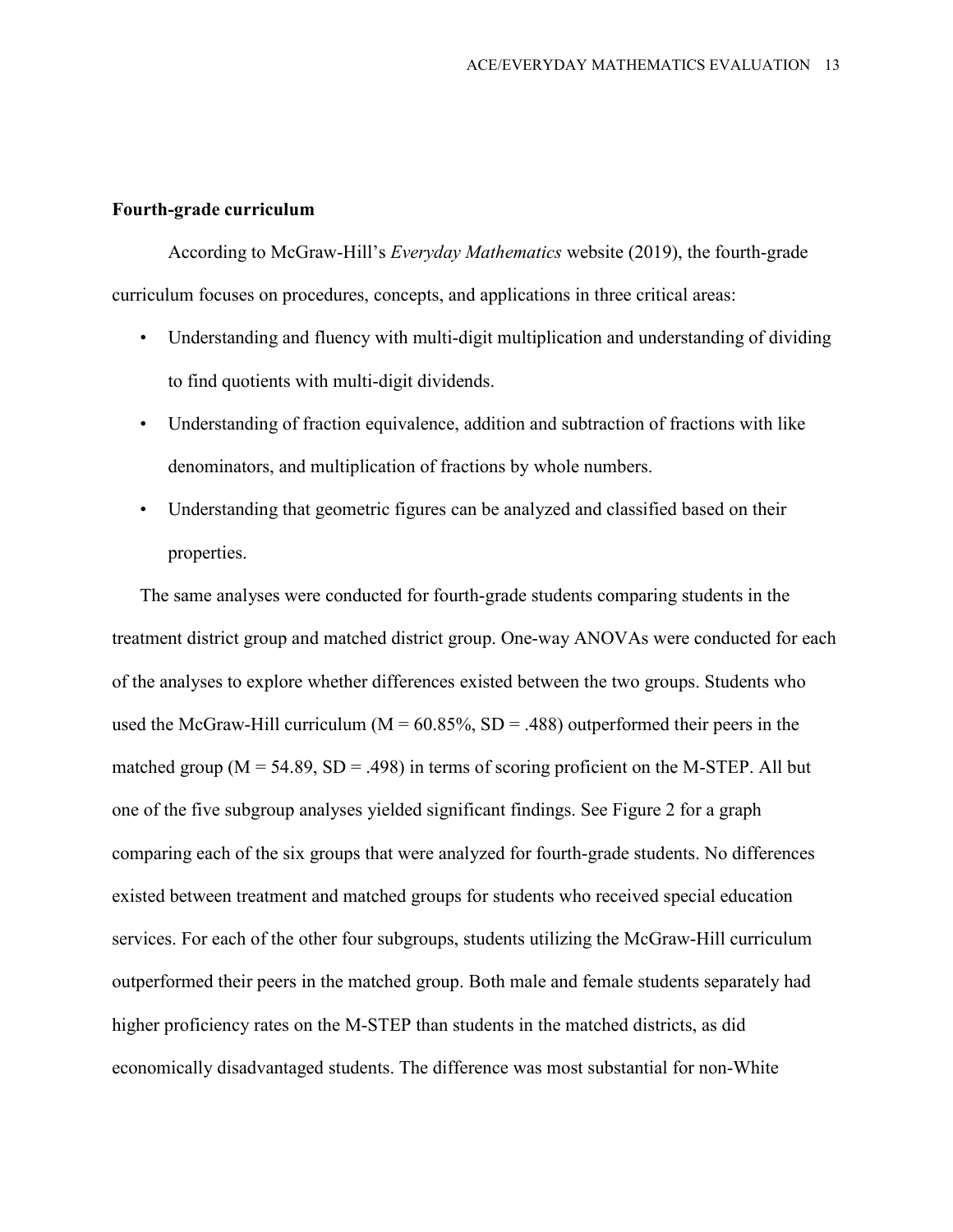**Fourth-grade curriculum**

According to McGraw-Hill's *Everyday Mathematics* website (2019), the fourth-grade curriculum focuses on procedures, concepts, and applications in three critical areas:

- Understanding and fluency with multi-digit multiplication and understanding of dividing to find quotients with multi-digit dividends.
- Understanding of fraction equivalence, addition and subtraction of fractions with like denominators, and multiplication of fractions by whole numbers.
- Understanding that geometric figures can be analyzed and classified based on their properties.

The same analyses were conducted for fourth-grade students comparing students in the treatment district group and matched district group. One-way ANOVAs were conducted for each of the analyses to explore whether differences existed between the two groups. Students who used the McGraw-Hill curriculum (M = 60.85%, SD = .488) outperformed their peers in the matched group (M = 54.89, SD = .498) in terms of scoring proficient on the M-STEP. All but one of the five subgroup analyses yielded significant findings. See Figure 2 for a graph comparing each of the six groups that were analyzed for fourth-grade students. No differences existed between treatment and matched groups for students who received special education services. For each of the other four subgroups, students utilizing the McGraw-Hill curriculum outperformed their peers in the matched group. Both male and female students separately had higher proficiency rates on the M-STEP than students in the matched districts, as did economically disadvantaged students. The difference was most substantial for non-White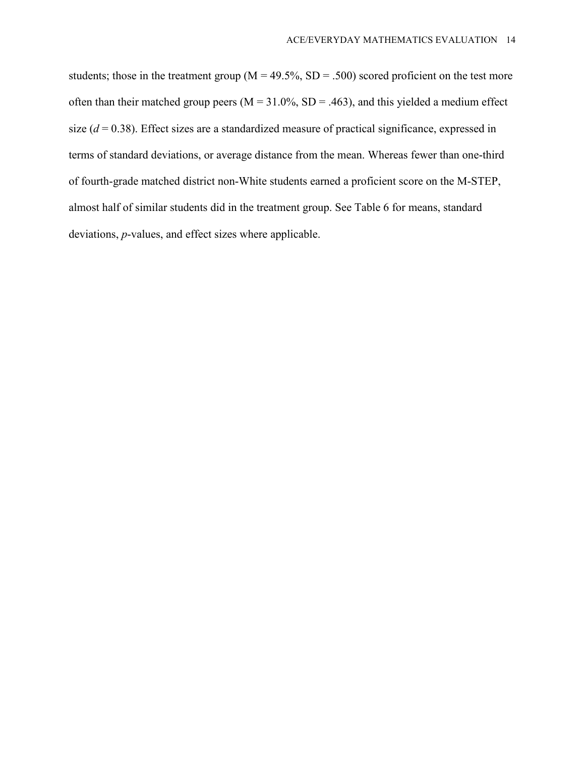students; those in the treatment group (M = 49.5%, SD = .500) scored proficient on the test more often than their matched group peers (M = 31.0%, SD = .463), and this yielded a medium effect size ($d = 0.38$). Effect sizes are a standardized measure of practical significance, expressed in terms of standard deviations, or average distance from the mean. Whereas fewer than one-third of fourth-grade matched district non-White students earned a proficient score on the M-STEP, almost half of similar students did in the treatment group. See Table 6 for means, standard deviations, *p*-values, and effect sizes where applicable.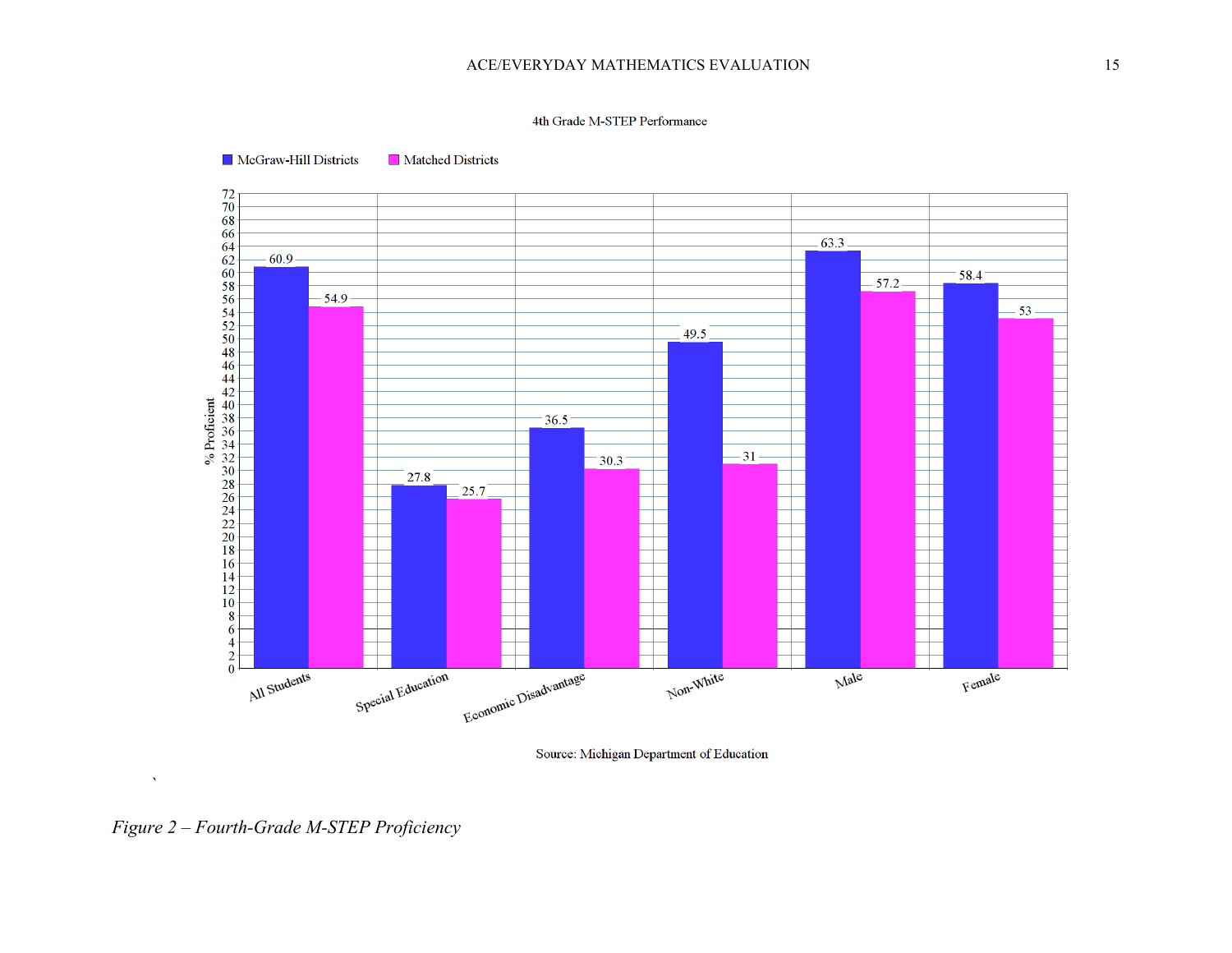4th Grade M-STEP Performance

| | McGraw-Hill Districts | Matched Districts |
|---|---|---|
| All Students | 60.9 | 54.9 |
| Special Education | 27.8 | 25.7 |
| Economic Disadvantage | 36.5 | 30.3 |
| Non-White | 49.5 | 31 |
| Male | 63.3 | 57.2 |
| Female | 58.4 | 53 |

% Proficient

Source: Michigan Department of Education

*Figure 2 – Fourth-Grade M-STEP Proficiency*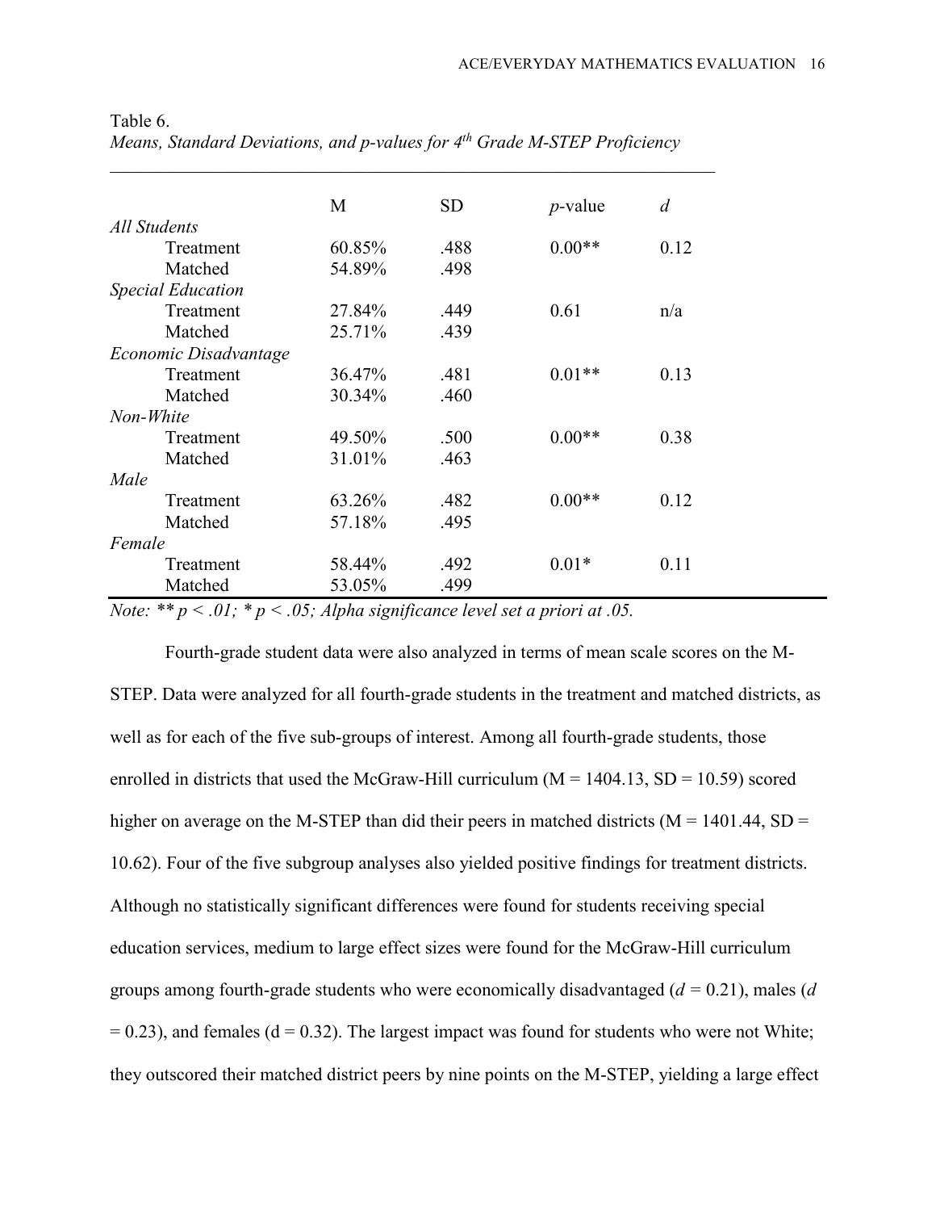Table 6.

*Means, Standard Deviations, and p-values for 4th Grade M-STEP Proficiency*

| | M | SD | *p*-value | *d* |
|---|---|---|---|---|
| *All Students* | | | | |
| Treatment | 60.85% | .488 | 0.00** | 0.12 |
| Matched | 54.89% | .498 | | |
| *Special Education* | | | | |
| Treatment | 27.84% | .449 | 0.61 | n/a |
| Matched | 25.71% | .439 | | |
| *Economic Disadvantage* | | | | |
| Treatment | 36.47% | .481 | 0.01** | 0.13 |
| Matched | 30.34% | .460 | | |
| *Non-White* | | | | |
| Treatment | 49.50% | .500 | 0.00** | 0.38 |
| Matched | 31.01% | .463 | | |
| *Male* | | | | |
| Treatment | 63.26% | .482 | 0.00** | 0.12 |
| Matched | 57.18% | .495 | | |
| *Female* | | | | |
| Treatment | 58.44% | .492 | 0.01* | 0.11 |
| Matched | 53.05% | .499 | | |

*Note: ** $p < .01$; * $p < .05$; Alpha significance level set a priori at .05.*

Fourth-grade student data were also analyzed in terms of mean scale scores on the M-STEP. Data were analyzed for all fourth-grade students in the treatment and matched districts, as well as for each of the five sub-groups of interest. Among all fourth-grade students, those enrolled in districts that used the McGraw-Hill curriculum (M = 1404.13, SD = 10.59) scored higher on average on the M-STEP than did their peers in matched districts (M = 1401.44, SD = 10.62). Four of the five subgroup analyses also yielded positive findings for treatment districts. Although no statistically significant differences were found for students receiving special education services, medium to large effect sizes were found for the McGraw-Hill curriculum groups among fourth-grade students who were economically disadvantaged ($d = 0.21$), males ($d = 0.23$), and females ($d = 0.32$). The largest impact was found for students who were not White; they outscored their matched district peers by nine points on the M-STEP, yielding a large effect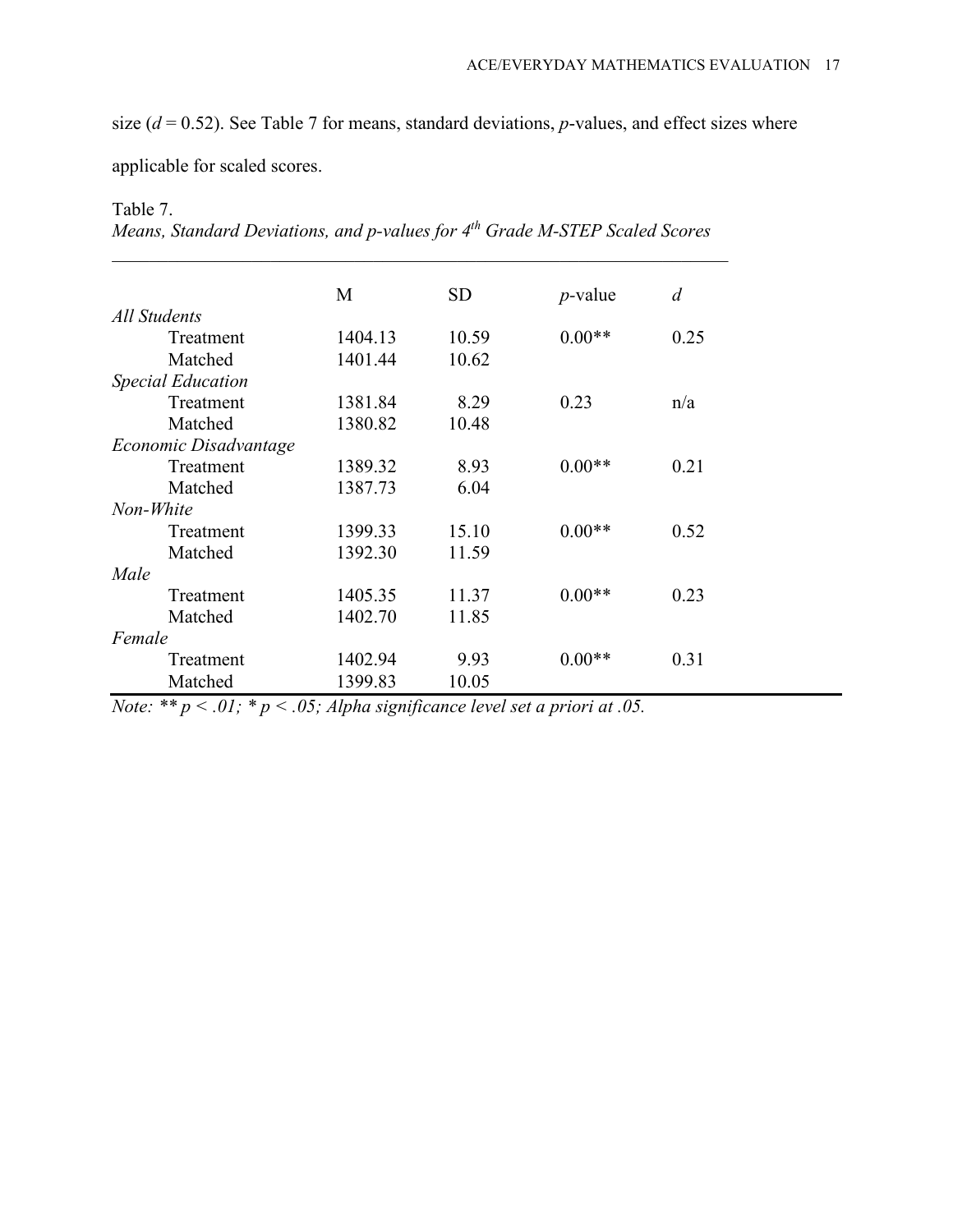size ($d = 0.52$). See Table 7 for means, standard deviations, $p$-values, and effect sizes where applicable for scaled scores.

Table 7.
*Means, Standard Deviations, and p-values for 4th Grade M-STEP Scaled Scores*

| | M | SD | $p$-value | $d$ |
|---|---|---|---|---|
| *All Students* | | | | |
| Treatment | 1404.13 | 10.59 | 0.00** | 0.25 |
| Matched | 1401.44 | 10.62 | | |
| *Special Education* | | | | |
| Treatment | 1381.84 | 8.29 | 0.23 | n/a |
| Matched | 1380.82 | 10.48 | | |
| *Economic Disadvantage* | | | | |
| Treatment | 1389.32 | 8.93 | 0.00** | 0.21 |
| Matched | 1387.73 | 6.04 | | |
| *Non-White* | | | | |
| Treatment | 1399.33 | 15.10 | 0.00** | 0.52 |
| Matched | 1392.30 | 11.59 | | |
| *Male* | | | | |
| Treatment | 1405.35 | 11.37 | 0.00** | 0.23 |
| Matched | 1402.70 | 11.85 | | |
| *Female* | | | | |
| Treatment | 1402.94 | 9.93 | 0.00** | 0.31 |
| Matched | 1399.83 | 10.05 | | |

*Note: ** $p < .01$; * $p < .05$; Alpha significance level set a priori at .05.*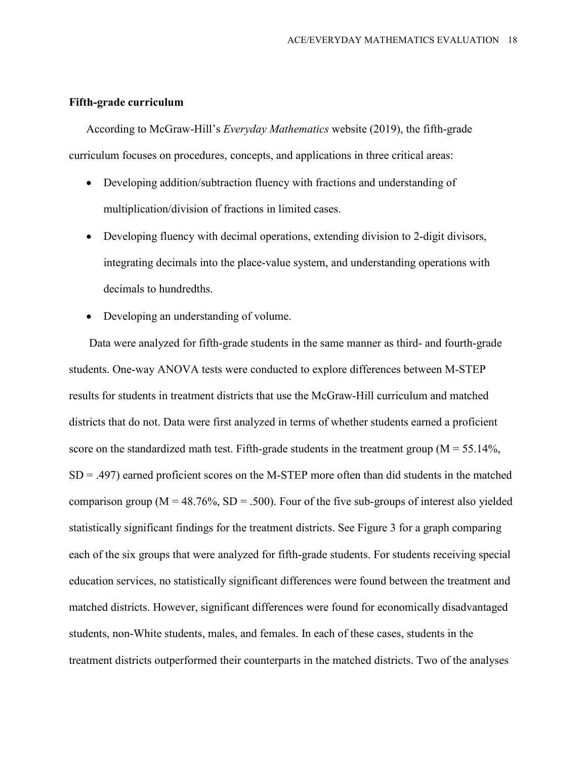### Fifth-grade curriculum

According to McGraw-Hill's *Everyday Mathematics* website (2019), the fifth-grade curriculum focuses on procedures, concepts, and applications in three critical areas:

- Developing addition/subtraction fluency with fractions and understanding of multiplication/division of fractions in limited cases.
- Developing fluency with decimal operations, extending division to 2-digit divisors, integrating decimals into the place-value system, and understanding operations with decimals to hundredths.
- Developing an understanding of volume.

Data were analyzed for fifth-grade students in the same manner as third- and fourth-grade students. One-way ANOVA tests were conducted to explore differences between M-STEP results for students in treatment districts that use the McGraw-Hill curriculum and matched districts that do not. Data were first analyzed in terms of whether students earned a proficient score on the standardized math test. Fifth-grade students in the treatment group ($M = 55.14\%$, $SD = .497$) earned proficient scores on the M-STEP more often than did students in the matched comparison group ($M = 48.76\%$, $SD = .500$). Four of the five sub-groups of interest also yielded statistically significant findings for the treatment districts. See Figure 3 for a graph comparing each of the six groups that were analyzed for fifth-grade students. For students receiving special education services, no statistically significant differences were found between the treatment and matched districts. However, significant differences were found for economically disadvantaged students, non-White students, males, and females. In each of these cases, students in the treatment districts outperformed their counterparts in the matched districts. Two of the analyses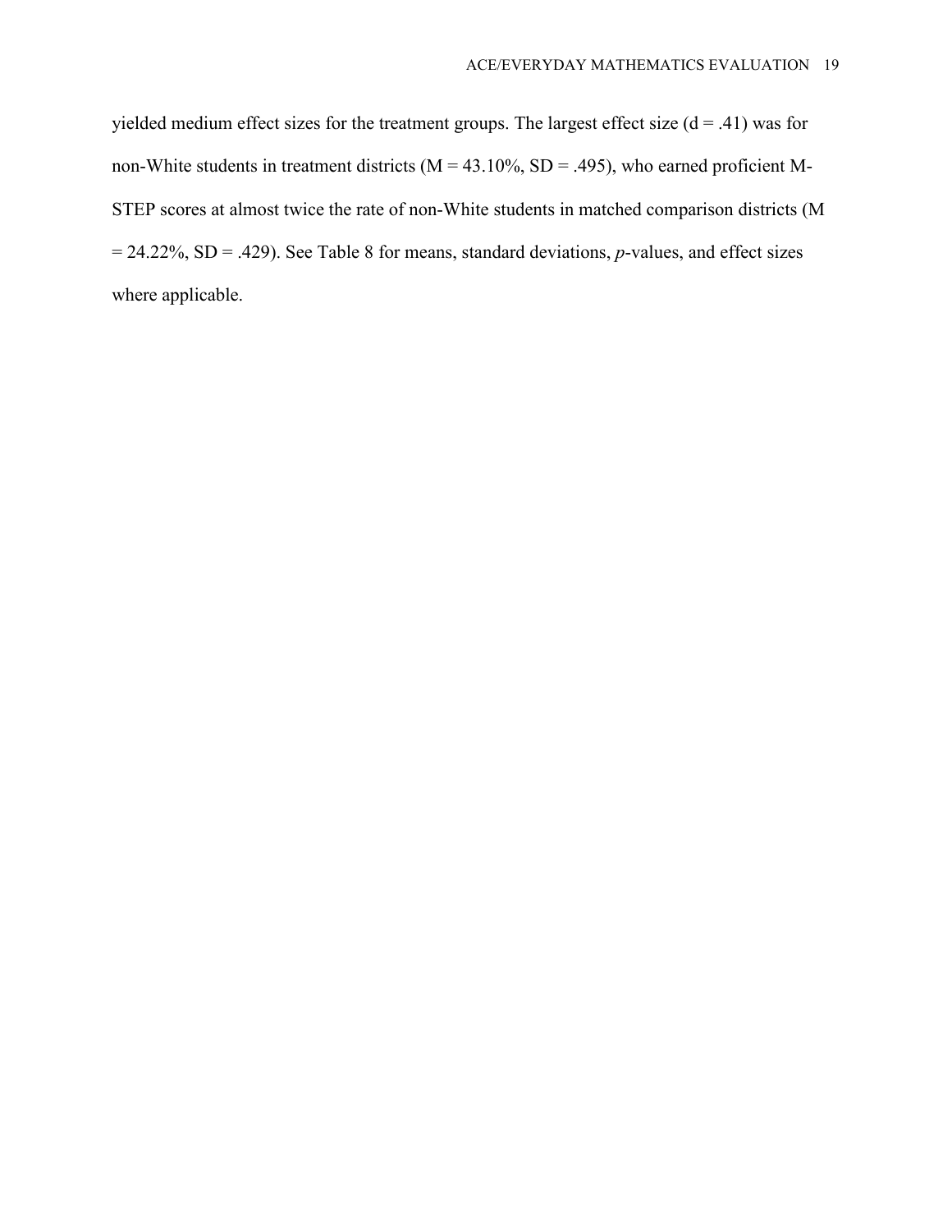yielded medium effect sizes for the treatment groups. The largest effect size (d = .41) was for non-White students in treatment districts (M = 43.10%, SD = .495), who earned proficient M-STEP scores at almost twice the rate of non-White students in matched comparison districts (M = 24.22%, SD = .429). See Table 8 for means, standard deviations, *p*-values, and effect sizes where applicable.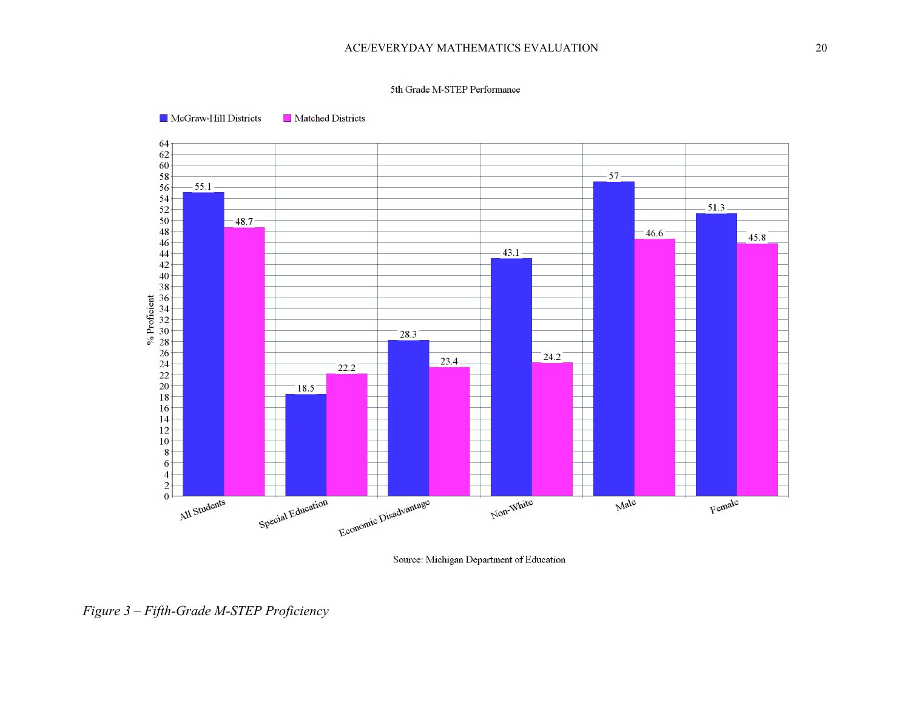5th Grade M-STEP Performance

| | McGraw-Hill Districts | Matched Districts |
|---|---|---|
| All Students | 55.1 | 48.7 |
| Special Education | 18.5 | 22.2 |
| Economic Disadvantage | 28.3 | 23.4 |
| Non-White | 43.1 | 24.2 |
| Male | 57 | 46.6 |
| Female | 51.3 | 45.8 |

% Proficient

Source: Michigan Department of Education

*Figure 3 – Fifth-Grade M-STEP Proficiency*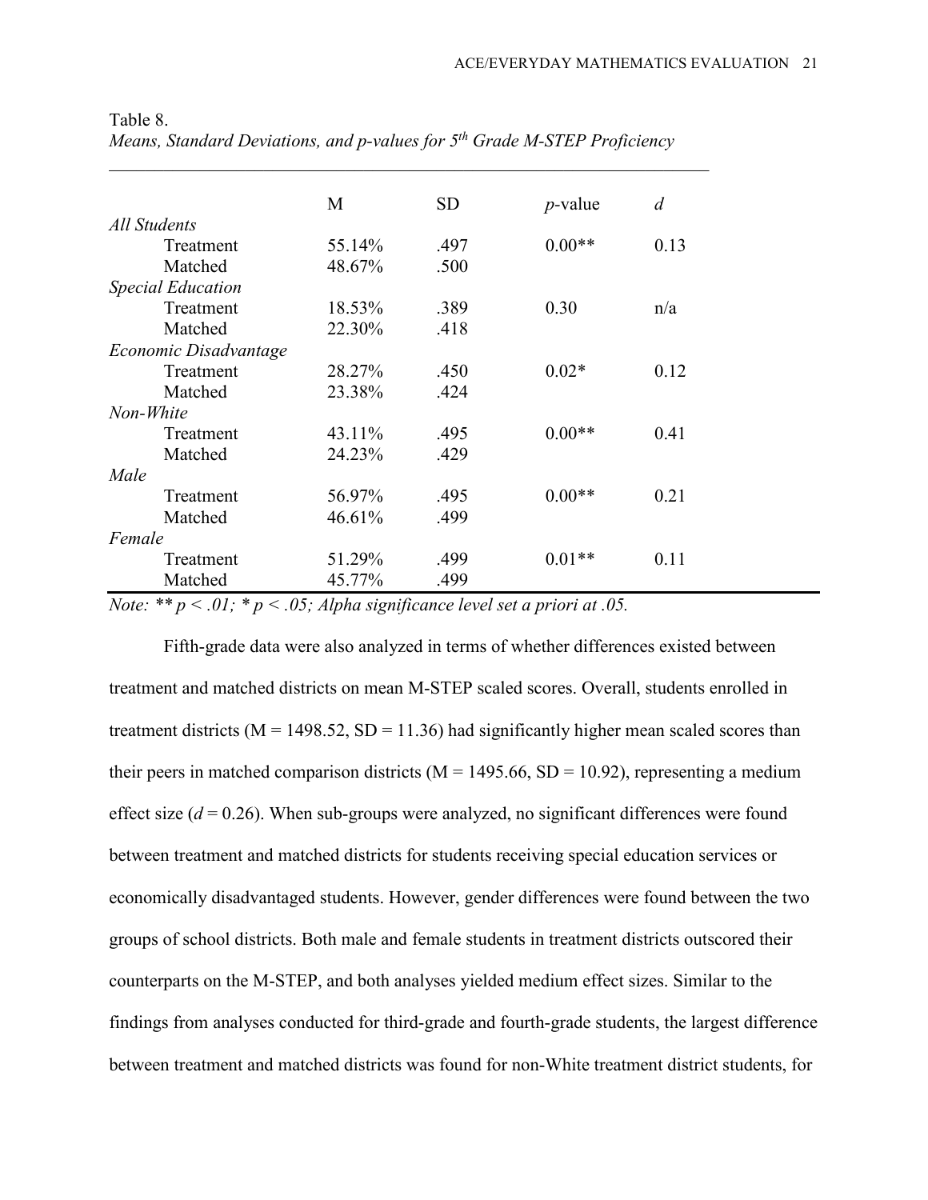Table 8.
*Means, Standard Deviations, and p-values for 5th Grade M-STEP Proficiency*

| | M | SD | *p*-value | *d* |
|---|---|---|---|---|
| *All Students* | | | | |
| Treatment | 55.14% | .497 | 0.00** | 0.13 |
| Matched | 48.67% | .500 | | |
| *Special Education* | | | | |
| Treatment | 18.53% | .389 | 0.30 | n/a |
| Matched | 22.30% | .418 | | |
| *Economic Disadvantage* | | | | |
| Treatment | 28.27% | .450 | 0.02* | 0.12 |
| Matched | 23.38% | .424 | | |
| *Non-White* | | | | |
| Treatment | 43.11% | .495 | 0.00** | 0.41 |
| Matched | 24.23% | .429 | | |
| *Male* | | | | |
| Treatment | 56.97% | .495 | 0.00** | 0.21 |
| Matched | 46.61% | .499 | | |
| *Female* | | | | |
| Treatment | 51.29% | .499 | 0.01** | 0.11 |
| Matched | 45.77% | .499 | | |

*Note: ** $p < .01$; * $p < .05$; Alpha significance level set a priori at .05.*

Fifth-grade data were also analyzed in terms of whether differences existed between treatment and matched districts on mean M-STEP scaled scores. Overall, students enrolled in treatment districts (M = 1498.52, SD = 11.36) had significantly higher mean scaled scores than their peers in matched comparison districts (M = 1495.66, SD = 10.92), representing a medium effect size ($d = 0.26$). When sub-groups were analyzed, no significant differences were found between treatment and matched districts for students receiving special education services or economically disadvantaged students. However, gender differences were found between the two groups of school districts. Both male and female students in treatment districts outscored their counterparts on the M-STEP, and both analyses yielded medium effect sizes. Similar to the findings from analyses conducted for third-grade and fourth-grade students, the largest difference between treatment and matched districts was found for non-White treatment district students, for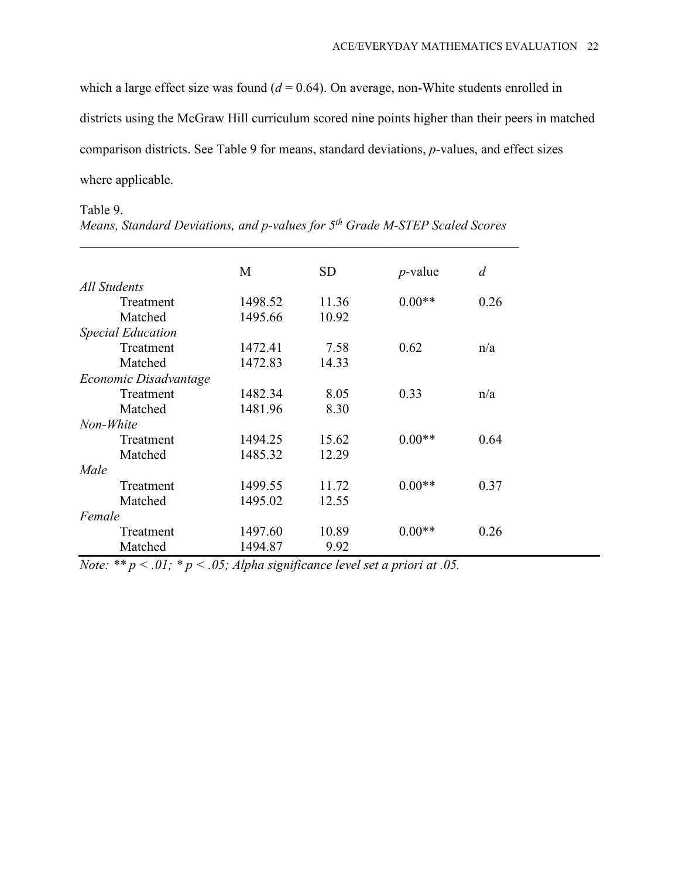which a large effect size was found ($d = 0.64$). On average, non-White students enrolled in districts using the McGraw Hill curriculum scored nine points higher than their peers in matched comparison districts. See Table 9 for means, standard deviations, $p$-values, and effect sizes where applicable.

Table 9.

*Means, Standard Deviations, and p-values for 5th Grade M-STEP Scaled Scores*

| | M | SD | $p$-value | $d$ |
|---|---|---|---|---|
| *All Students* | | | | |
| Treatment | 1498.52 | 11.36 | 0.00** | 0.26 |
| Matched | 1495.66 | 10.92 | | |
| *Special Education* | | | | |
| Treatment | 1472.41 | 7.58 | 0.62 | n/a |
| Matched | 1472.83 | 14.33 | | |
| *Economic Disadvantage* | | | | |
| Treatment | 1482.34 | 8.05 | 0.33 | n/a |
| Matched | 1481.96 | 8.30 | | |
| *Non-White* | | | | |
| Treatment | 1494.25 | 15.62 | 0.00** | 0.64 |
| Matched | 1485.32 | 12.29 | | |
| *Male* | | | | |
| Treatment | 1499.55 | 11.72 | 0.00** | 0.37 |
| Matched | 1495.02 | 12.55 | | |
| *Female* | | | | |
| Treatment | 1497.60 | 10.89 | 0.00** | 0.26 |
| Matched | 1494.87 | 9.92 | | |

*Note: ** $p < .01$; * $p < .05$; Alpha significance level set a priori at .05.*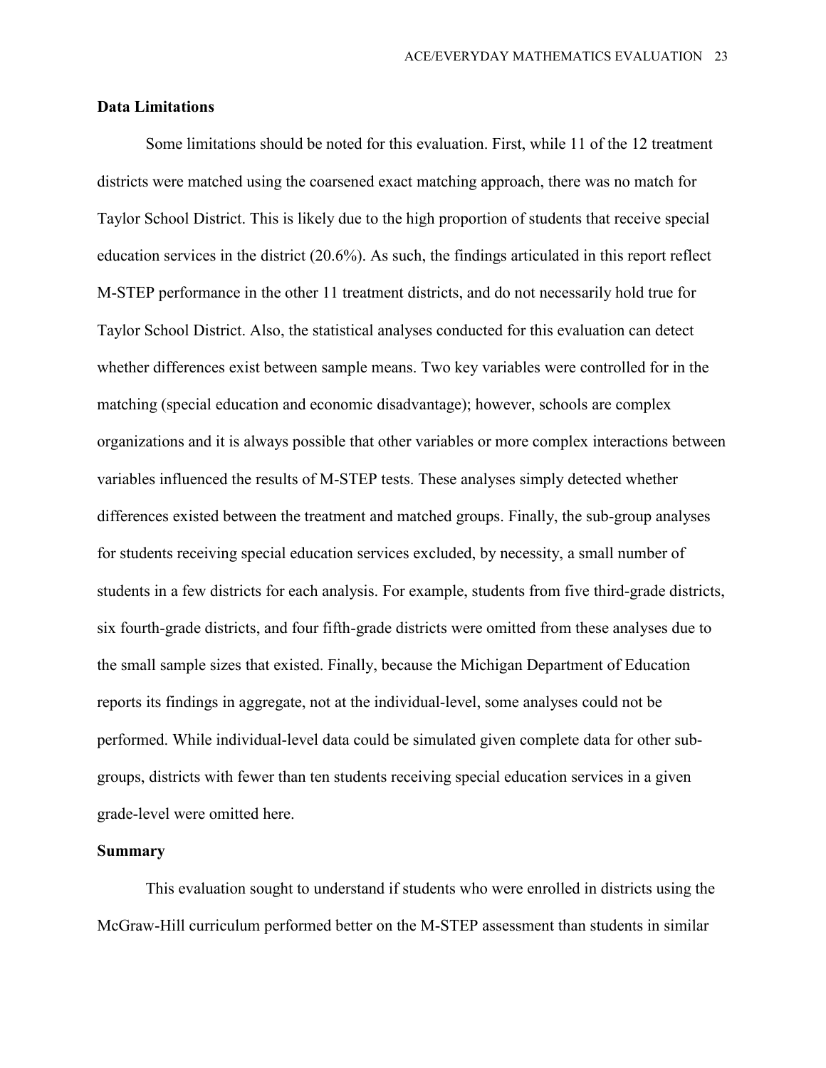## Data Limitations

Some limitations should be noted for this evaluation. First, while 11 of the 12 treatment districts were matched using the coarsened exact matching approach, there was no match for Taylor School District. This is likely due to the high proportion of students that receive special education services in the district (20.6%). As such, the findings articulated in this report reflect M-STEP performance in the other 11 treatment districts, and do not necessarily hold true for Taylor School District. Also, the statistical analyses conducted for this evaluation can detect whether differences exist between sample means. Two key variables were controlled for in the matching (special education and economic disadvantage); however, schools are complex organizations and it is always possible that other variables or more complex interactions between variables influenced the results of M-STEP tests. These analyses simply detected whether differences existed between the treatment and matched groups. Finally, the sub-group analyses for students receiving special education services excluded, by necessity, a small number of students in a few districts for each analysis. For example, students from five third-grade districts, six fourth-grade districts, and four fifth-grade districts were omitted from these analyses due to the small sample sizes that existed. Finally, because the Michigan Department of Education reports its findings in aggregate, not at the individual-level, some analyses could not be performed. While individual-level data could be simulated given complete data for other sub-groups, districts with fewer than ten students receiving special education services in a given grade-level were omitted here.

## Summary

This evaluation sought to understand if students who were enrolled in districts using the McGraw-Hill curriculum performed better on the M-STEP assessment than students in similar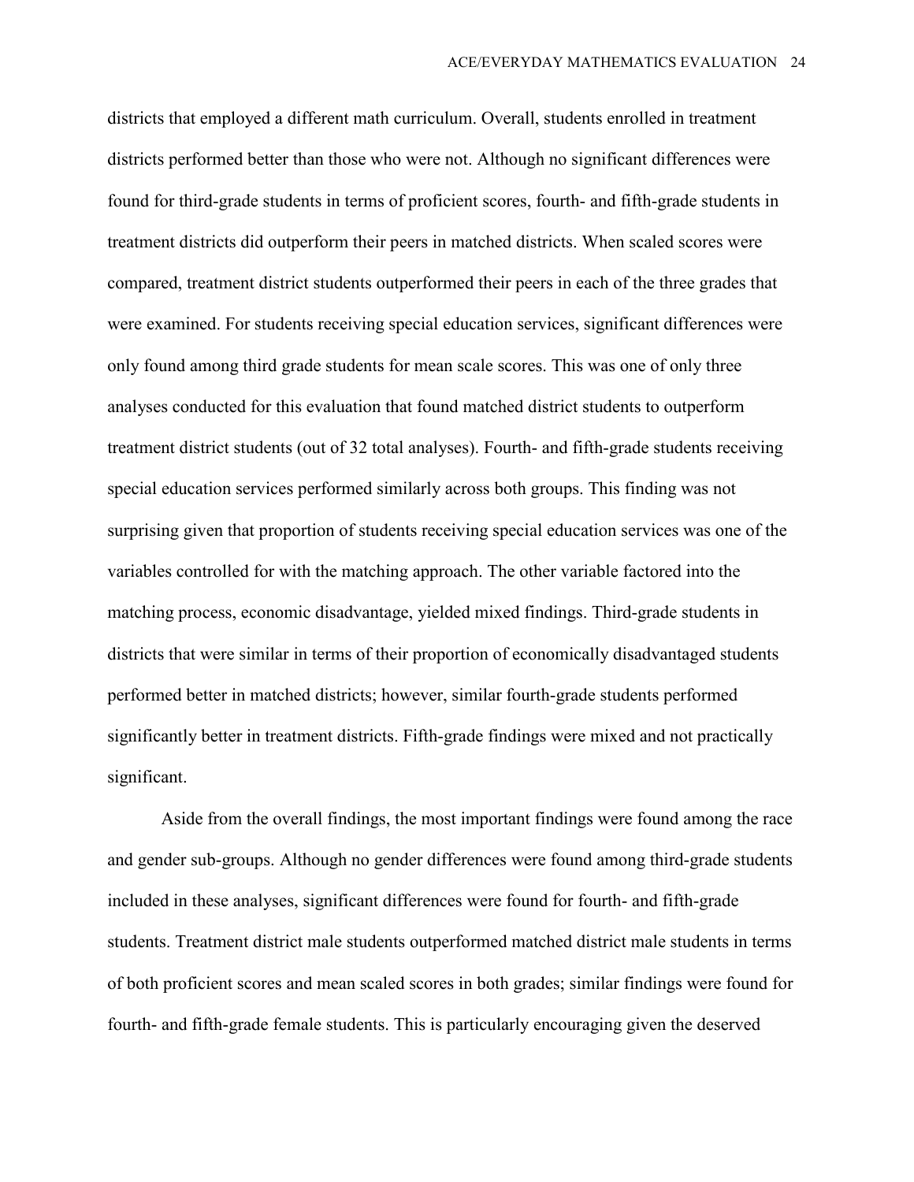districts that employed a different math curriculum. Overall, students enrolled in treatment districts performed better than those who were not. Although no significant differences were found for third-grade students in terms of proficient scores, fourth- and fifth-grade students in treatment districts did outperform their peers in matched districts. When scaled scores were compared, treatment district students outperformed their peers in each of the three grades that were examined. For students receiving special education services, significant differences were only found among third grade students for mean scale scores. This was one of only three analyses conducted for this evaluation that found matched district students to outperform treatment district students (out of 32 total analyses). Fourth- and fifth-grade students receiving special education services performed similarly across both groups. This finding was not surprising given that proportion of students receiving special education services was one of the variables controlled for with the matching approach. The other variable factored into the matching process, economic disadvantage, yielded mixed findings. Third-grade students in districts that were similar in terms of their proportion of economically disadvantaged students performed better in matched districts; however, similar fourth-grade students performed significantly better in treatment districts. Fifth-grade findings were mixed and not practically significant.

Aside from the overall findings, the most important findings were found among the race and gender sub-groups. Although no gender differences were found among third-grade students included in these analyses, significant differences were found for fourth- and fifth-grade students. Treatment district male students outperformed matched district male students in terms of both proficient scores and mean scaled scores in both grades; similar findings were found for fourth- and fifth-grade female students. This is particularly encouraging given the deserved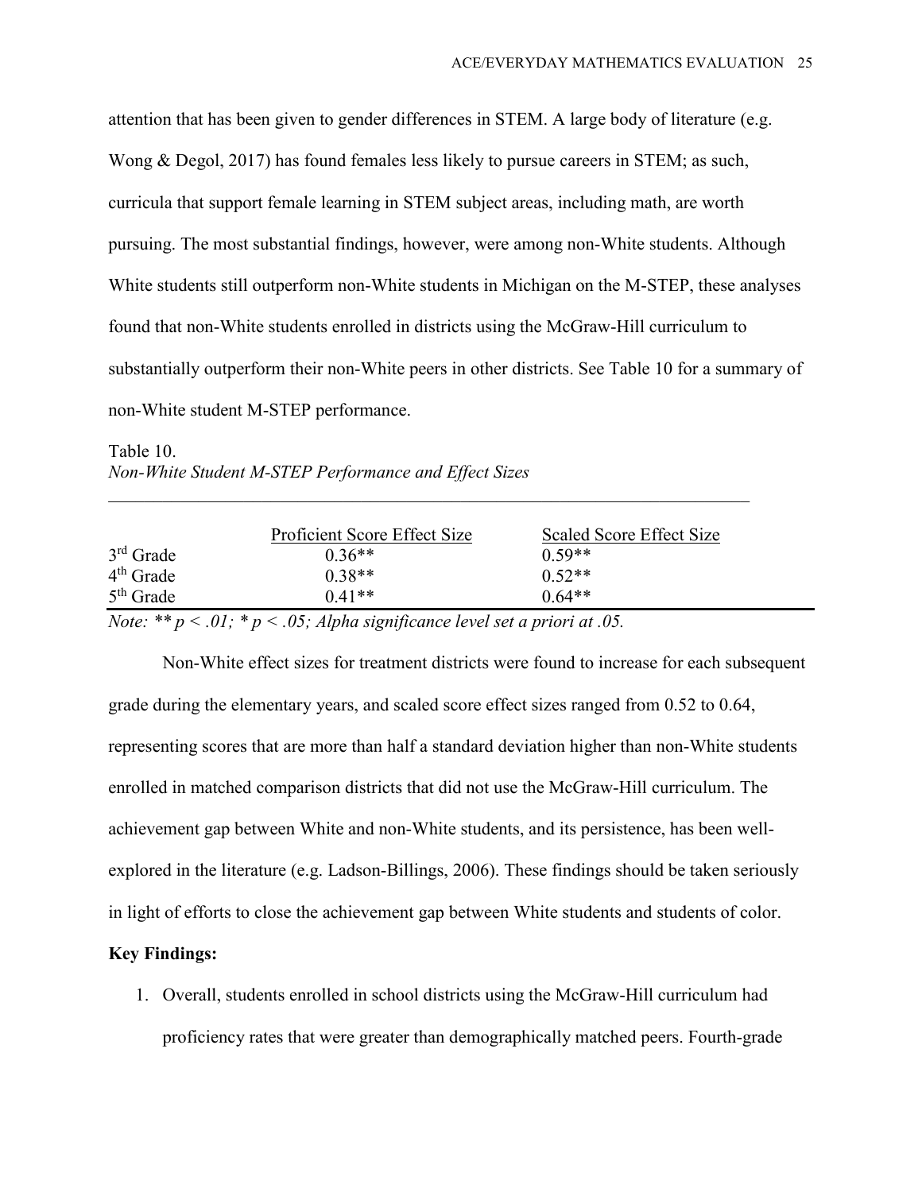attention that has been given to gender differences in STEM. A large body of literature (e.g. Wong & Degol, 2017) has found females less likely to pursue careers in STEM; as such, curricula that support female learning in STEM subject areas, including math, are worth pursuing. The most substantial findings, however, were among non-White students. Although White students still outperform non-White students in Michigan on the M-STEP, these analyses found that non-White students enrolled in districts using the McGraw-Hill curriculum to substantially outperform their non-White peers in other districts. See Table 10 for a summary of non-White student M-STEP performance.

Table 10.
*Non-White Student M-STEP Performance and Effect Sizes*

| | Proficient Score Effect Size | Scaled Score Effect Size |
|---|---|---|
| 3rd Grade | 0.36** | 0.59** |
| 4th Grade | 0.38** | 0.52** |
| 5th Grade | 0.41** | 0.64** |

*Note: ** $p < .01$; * $p < .05$; Alpha significance level set a priori at .05.*

Non-White effect sizes for treatment districts were found to increase for each subsequent grade during the elementary years, and scaled score effect sizes ranged from 0.52 to 0.64, representing scores that are more than half a standard deviation higher than non-White students enrolled in matched comparison districts that did not use the McGraw-Hill curriculum. The achievement gap between White and non-White students, and its persistence, has been well-explored in the literature (e.g. Ladson-Billings, 2006). These findings should be taken seriously in light of efforts to close the achievement gap between White students and students of color.

**Key Findings:**

1. Overall, students enrolled in school districts using the McGraw-Hill curriculum had proficiency rates that were greater than demographically matched peers. Fourth-grade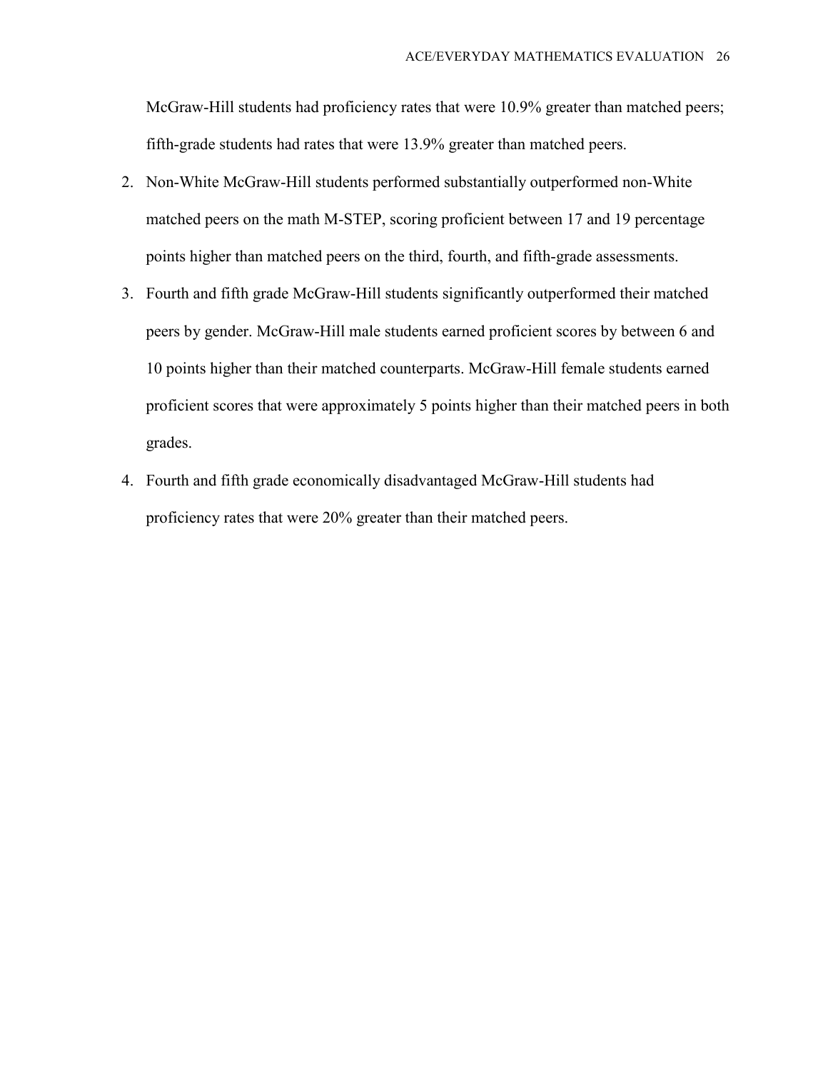McGraw-Hill students had proficiency rates that were 10.9% greater than matched peers; fifth-grade students had rates that were 13.9% greater than matched peers.

2. Non-White McGraw-Hill students performed substantially outperformed non-White matched peers on the math M-STEP, scoring proficient between 17 and 19 percentage points higher than matched peers on the third, fourth, and fifth-grade assessments.
3. Fourth and fifth grade McGraw-Hill students significantly outperformed their matched peers by gender. McGraw-Hill male students earned proficient scores by between 6 and 10 points higher than their matched counterparts. McGraw-Hill female students earned proficient scores that were approximately 5 points higher than their matched peers in both grades.
4. Fourth and fifth grade economically disadvantaged McGraw-Hill students had proficiency rates that were 20% greater than their matched peers.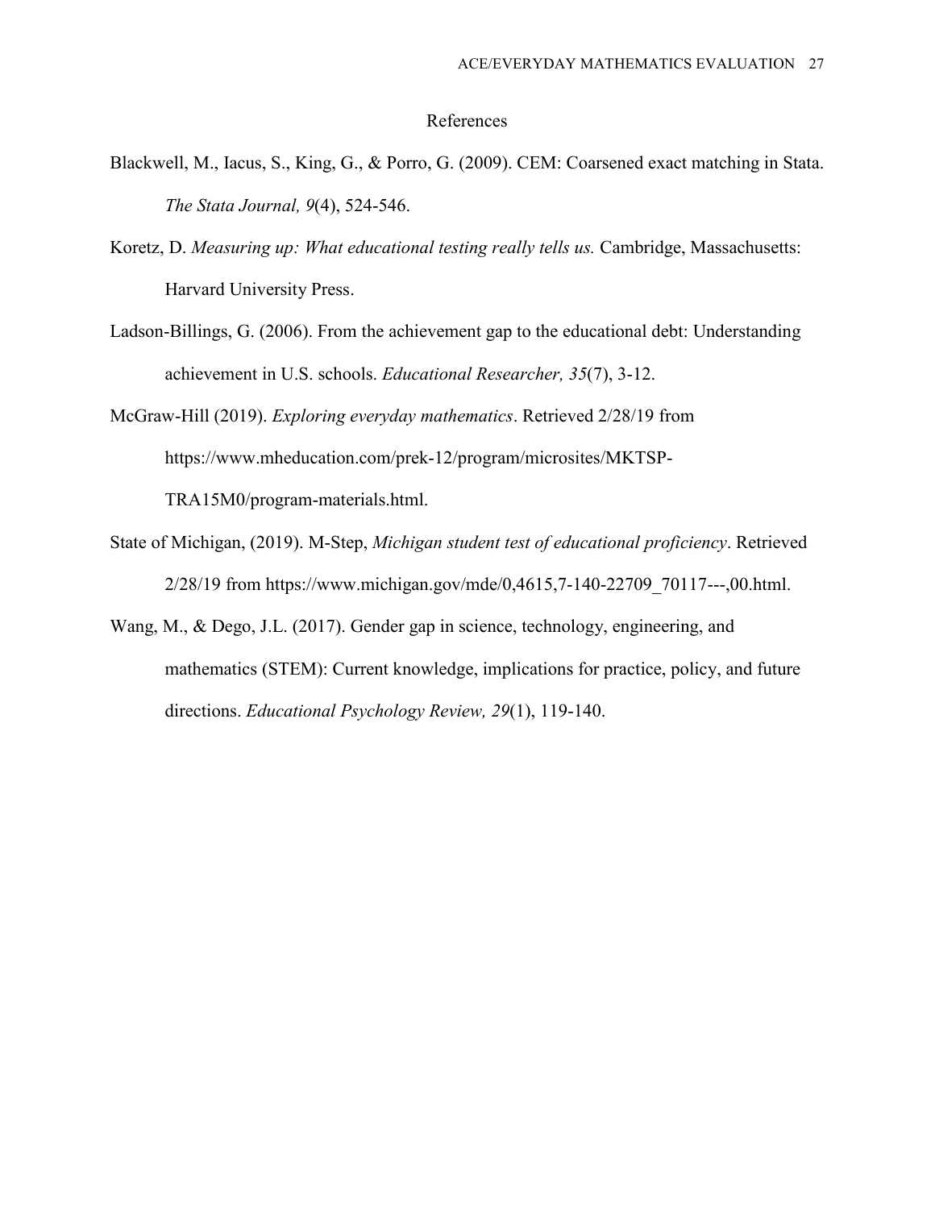# References

Blackwell, M., Iacus, S., King, G., & Porro, G. (2009). CEM: Coarsened exact matching in Stata. *The Stata Journal, 9*(4), 524-546.

Koretz, D. *Measuring up: What educational testing really tells us.* Cambridge, Massachusetts: Harvard University Press.

Ladson-Billings, G. (2006). From the achievement gap to the educational debt: Understanding achievement in U.S. schools. *Educational Researcher, 35*(7), 3-12.

McGraw-Hill (2019). *Exploring everyday mathematics*. Retrieved 2/28/19 from https://www.mheducation.com/prek-12/program/microsites/MKTSP-TRA15M0/program-materials.html.

State of Michigan, (2019). M-Step, *Michigan student test of educational proficiency*. Retrieved 2/28/19 from https://www.michigan.gov/mde/0,4615,7-140-22709_70117---,00.html.

Wang, M., & Dego, J.L. (2017). Gender gap in science, technology, engineering, and mathematics (STEM): Current knowledge, implications for practice, policy, and future directions. *Educational Psychology Review, 29*(1), 119-140.